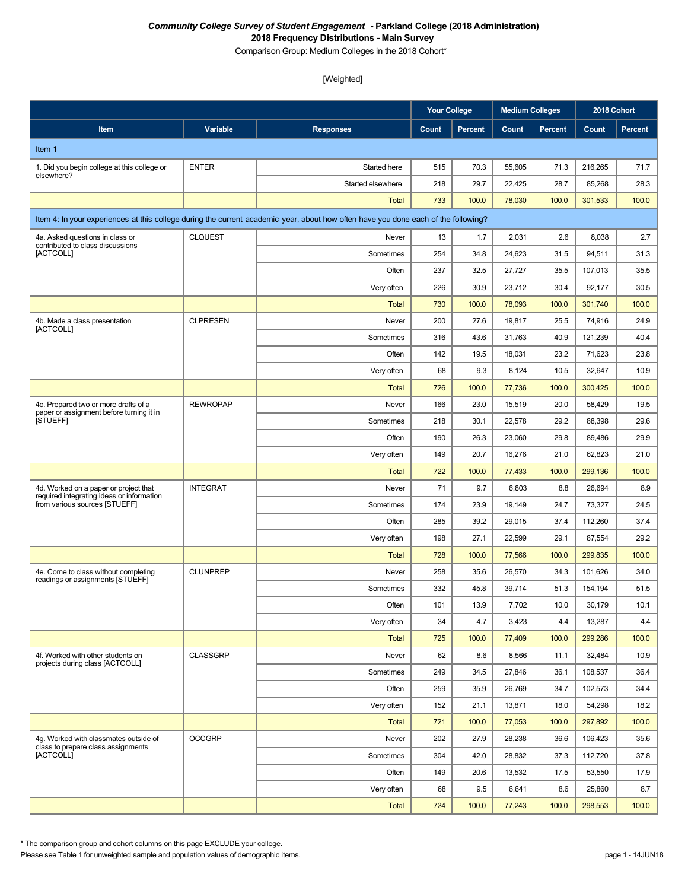***Community College Survey of Student Engagement* - Parkland College (2018 Administration)**

**2018 Frequency Distributions - Main Survey**

Comparison Group: Medium Colleges in the 2018 Cohort*

[Weighted]

| | | | Your College | | Medium Colleges | | 2018 Cohort | |
|---|---|---|---|---|---|---|---|---|
| **Item** | **Variable** | **Responses** | **Count** | **Percent** | **Count** | **Percent** | **Count** | **Percent** |
| Item 1 | | | | | | | | |
| 1. Did you begin college at this college or elsewhere? | ENTER | Started here | 515 | 70.3 | 55,605 | 71.3 | 216,265 | 71.7 |
| | | Started elsewhere | 218 | 29.7 | 22,425 | 28.7 | 85,268 | 28.3 |
| | | Total | 733 | 100.0 | 78,030 | 100.0 | 301,533 | 100.0 |
| Item 4: In your experiences at this college during the current academic year, about how often have you done each of the following? | | | | | | | | |
| 4a. Asked questions in class or contributed to class discussions [ACTCOLL] | CLQUEST | Never | 13 | 1.7 | 2,031 | 2.6 | 8,038 | 2.7 |
| | | Sometimes | 254 | 34.8 | 24,623 | 31.5 | 94,511 | 31.3 |
| | | Often | 237 | 32.5 | 27,727 | 35.5 | 107,013 | 35.5 |
| | | Very often | 226 | 30.9 | 23,712 | 30.4 | 92,177 | 30.5 |
| | | Total | 730 | 100.0 | 78,093 | 100.0 | 301,740 | 100.0 |
| 4b. Made a class presentation [ACTCOLL] | CLPRESEN | Never | 200 | 27.6 | 19,817 | 25.5 | 74,916 | 24.9 |
| | | Sometimes | 316 | 43.6 | 31,763 | 40.9 | 121,239 | 40.4 |
| | | Often | 142 | 19.5 | 18,031 | 23.2 | 71,623 | 23.8 |
| | | Very often | 68 | 9.3 | 8,124 | 10.5 | 32,647 | 10.9 |
| | | Total | 726 | 100.0 | 77,736 | 100.0 | 300,425 | 100.0 |
| 4c. Prepared two or more drafts of a paper or assignment before turning it in [STUEFF] | REWROPAP | Never | 166 | 23.0 | 15,519 | 20.0 | 58,429 | 19.5 |
| | | Sometimes | 218 | 30.1 | 22,578 | 29.2 | 88,398 | 29.6 |
| | | Often | 190 | 26.3 | 23,060 | 29.8 | 89,486 | 29.9 |
| | | Very often | 149 | 20.7 | 16,276 | 21.0 | 62,823 | 21.0 |
| | | Total | 722 | 100.0 | 77,433 | 100.0 | 299,136 | 100.0 |
| 4d. Worked on a paper or project that required integrating ideas or information from various sources [STUEFF] | INTEGRAT | Never | 71 | 9.7 | 6,803 | 8.8 | 26,694 | 8.9 |
| | | Sometimes | 174 | 23.9 | 19,149 | 24.7 | 73,327 | 24.5 |
| | | Often | 285 | 39.2 | 29,015 | 37.4 | 112,260 | 37.4 |
| | | Very often | 198 | 27.1 | 22,599 | 29.1 | 87,554 | 29.2 |
| | | Total | 728 | 100.0 | 77,566 | 100.0 | 299,835 | 100.0 |
| 4e. Come to class without completing readings or assignments [STUEFF] | CLUNPREP | Never | 258 | 35.6 | 26,570 | 34.3 | 101,626 | 34.0 |
| | | Sometimes | 332 | 45.8 | 39,714 | 51.3 | 154,194 | 51.5 |
| | | Often | 101 | 13.9 | 7,702 | 10.0 | 30,179 | 10.1 |
| | | Very often | 34 | 4.7 | 3,423 | 4.4 | 13,287 | 4.4 |
| | | Total | 725 | 100.0 | 77,409 | 100.0 | 299,286 | 100.0 |
| 4f. Worked with other students on projects during class [ACTCOLL] | CLASSGRP | Never | 62 | 8.6 | 8,566 | 11.1 | 32,484 | 10.9 |
| | | Sometimes | 249 | 34.5 | 27,846 | 36.1 | 108,537 | 36.4 |
| | | Often | 259 | 35.9 | 26,769 | 34.7 | 102,573 | 34.4 |
| | | Very often | 152 | 21.1 | 13,871 | 18.0 | 54,298 | 18.2 |
| | | Total | 721 | 100.0 | 77,053 | 100.0 | 297,892 | 100.0 |
| 4g. Worked with classmates outside of class to prepare class assignments [ACTCOLL] | OCCGRP | Never | 202 | 27.9 | 28,238 | 36.6 | 106,423 | 35.6 |
| | | Sometimes | 304 | 42.0 | 28,832 | 37.3 | 112,720 | 37.8 |
| | | Often | 149 | 20.6 | 13,532 | 17.5 | 53,550 | 17.9 |
| | | Very often | 68 | 9.5 | 6,641 | 8.6 | 25,860 | 8.7 |
| | | Total | 724 | 100.0 | 77,243 | 100.0 | 298,553 | 100.0 |

* The comparison group and cohort columns on this page EXCLUDE your college.

Please see Table 1 for unweighted sample and population values of demographic items.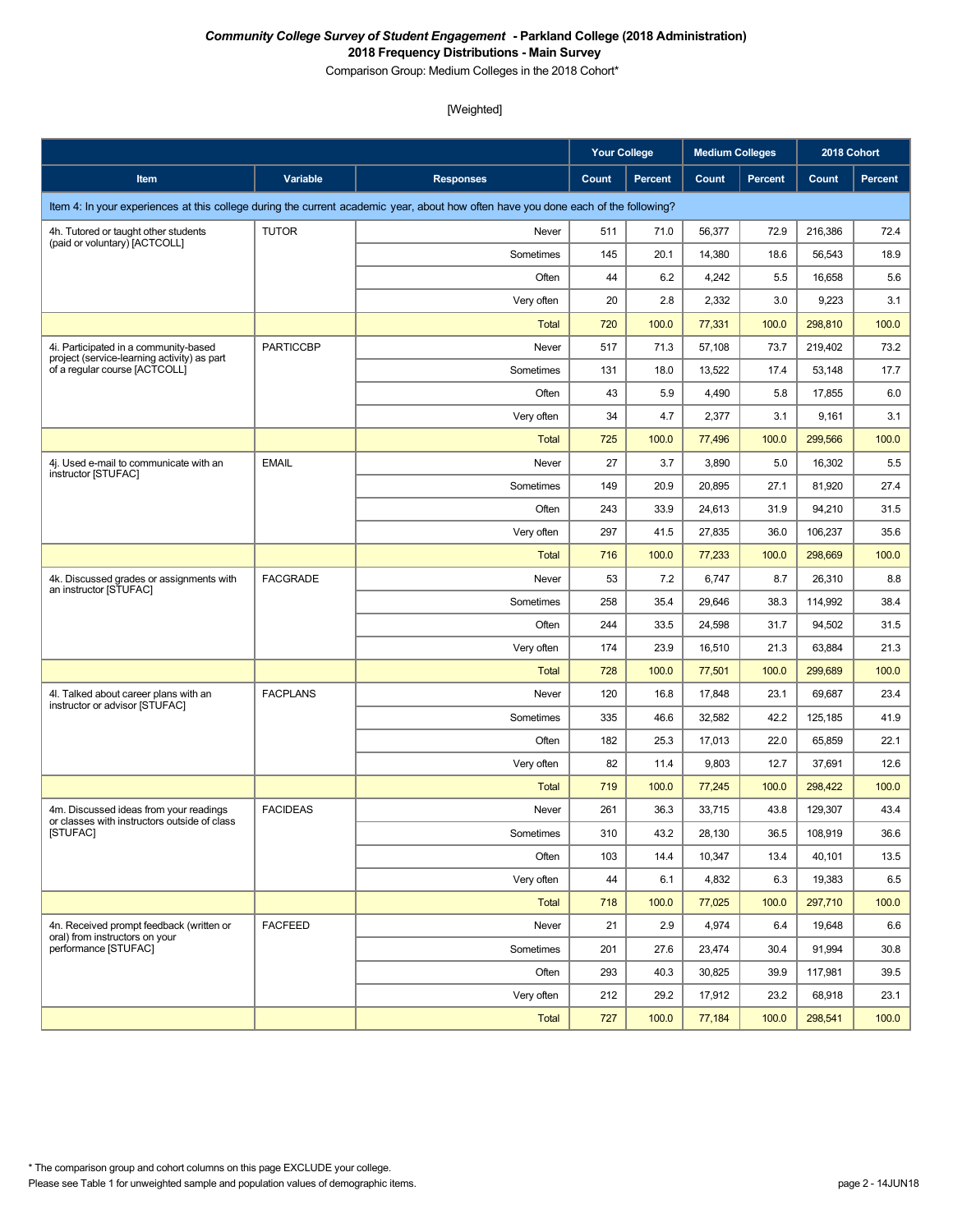***Community College Survey of Student Engagement* - Parkland College (2018 Administration)**
**2018 Frequency Distributions - Main Survey**
Comparison Group: Medium Colleges in the 2018 Cohort*

[Weighted]

| Item | Variable | Responses | Your College | | Medium Colleges | | 2018 Cohort | |
|---|---|---|---|---|---|---|---|---|
| | | | Count | Percent | Count | Percent | Count | Percent |
| Item 4: In your experiences at this college during the current academic year, about how often have you done each of the following? | | | | | | | | |
| 4h. Tutored or taught other students (paid or voluntary) [ACTCOLL] | TUTOR | Never | 511 | 71.0 | 56,377 | 72.9 | 216,386 | 72.4 |
| | | Sometimes | 145 | 20.1 | 14,380 | 18.6 | 56,543 | 18.9 |
| | | Often | 44 | 6.2 | 4,242 | 5.5 | 16,658 | 5.6 |
| | | Very often | 20 | 2.8 | 2,332 | 3.0 | 9,223 | 3.1 |
| | | Total | 720 | 100.0 | 77,331 | 100.0 | 298,810 | 100.0 |
| 4i. Participated in a community-based project (service-learning activity) as part of a regular course [ACTCOLL] | PARTICCBP | Never | 517 | 71.3 | 57,108 | 73.7 | 219,402 | 73.2 |
| | | Sometimes | 131 | 18.0 | 13,522 | 17.4 | 53,148 | 17.7 |
| | | Often | 43 | 5.9 | 4,490 | 5.8 | 17,855 | 6.0 |
| | | Very often | 34 | 4.7 | 2,377 | 3.1 | 9,161 | 3.1 |
| | | Total | 725 | 100.0 | 77,496 | 100.0 | 299,566 | 100.0 |
| 4j. Used e-mail to communicate with an instructor [STUFAC] | EMAIL | Never | 27 | 3.7 | 3,890 | 5.0 | 16,302 | 5.5 |
| | | Sometimes | 149 | 20.9 | 20,895 | 27.1 | 81,920 | 27.4 |
| | | Often | 243 | 33.9 | 24,613 | 31.9 | 94,210 | 31.5 |
| | | Very often | 297 | 41.5 | 27,835 | 36.0 | 106,237 | 35.6 |
| | | Total | 716 | 100.0 | 77,233 | 100.0 | 298,669 | 100.0 |
| 4k. Discussed grades or assignments with an instructor [STUFAC] | FACGRADE | Never | 53 | 7.2 | 6,747 | 8.7 | 26,310 | 8.8 |
| | | Sometimes | 258 | 35.4 | 29,646 | 38.3 | 114,992 | 38.4 |
| | | Often | 244 | 33.5 | 24,598 | 31.7 | 94,502 | 31.5 |
| | | Very often | 174 | 23.9 | 16,510 | 21.3 | 63,884 | 21.3 |
| | | Total | 728 | 100.0 | 77,501 | 100.0 | 299,689 | 100.0 |
| 4l. Talked about career plans with an instructor or advisor [STUFAC] | FACPLANS | Never | 120 | 16.8 | 17,848 | 23.1 | 69,687 | 23.4 |
| | | Sometimes | 335 | 46.6 | 32,582 | 42.2 | 125,185 | 41.9 |
| | | Often | 182 | 25.3 | 17,013 | 22.0 | 65,859 | 22.1 |
| | | Very often | 82 | 11.4 | 9,803 | 12.7 | 37,691 | 12.6 |
| | | Total | 719 | 100.0 | 77,245 | 100.0 | 298,422 | 100.0 |
| 4m. Discussed ideas from your readings or classes with instructors outside of class [STUFAC] | FACIDEAS | Never | 261 | 36.3 | 33,715 | 43.8 | 129,307 | 43.4 |
| | | Sometimes | 310 | 43.2 | 28,130 | 36.5 | 108,919 | 36.6 |
| | | Often | 103 | 14.4 | 10,347 | 13.4 | 40,101 | 13.5 |
| | | Very often | 44 | 6.1 | 4,832 | 6.3 | 19,383 | 6.5 |
| | | Total | 718 | 100.0 | 77,025 | 100.0 | 297,710 | 100.0 |
| 4n. Received prompt feedback (written or oral) from instructors on your performance [STUFAC] | FACFEED | Never | 21 | 2.9 | 4,974 | 6.4 | 19,648 | 6.6 |
| | | Sometimes | 201 | 27.6 | 23,474 | 30.4 | 91,994 | 30.8 |
| | | Often | 293 | 40.3 | 30,825 | 39.9 | 117,981 | 39.5 |
| | | Very often | 212 | 29.2 | 17,912 | 23.2 | 68,918 | 23.1 |
| | | Total | 727 | 100.0 | 77,184 | 100.0 | 298,541 | 100.0 |

* The comparison group and cohort columns on this page EXCLUDE your college.
Please see Table 1 for unweighted sample and population values of demographic items.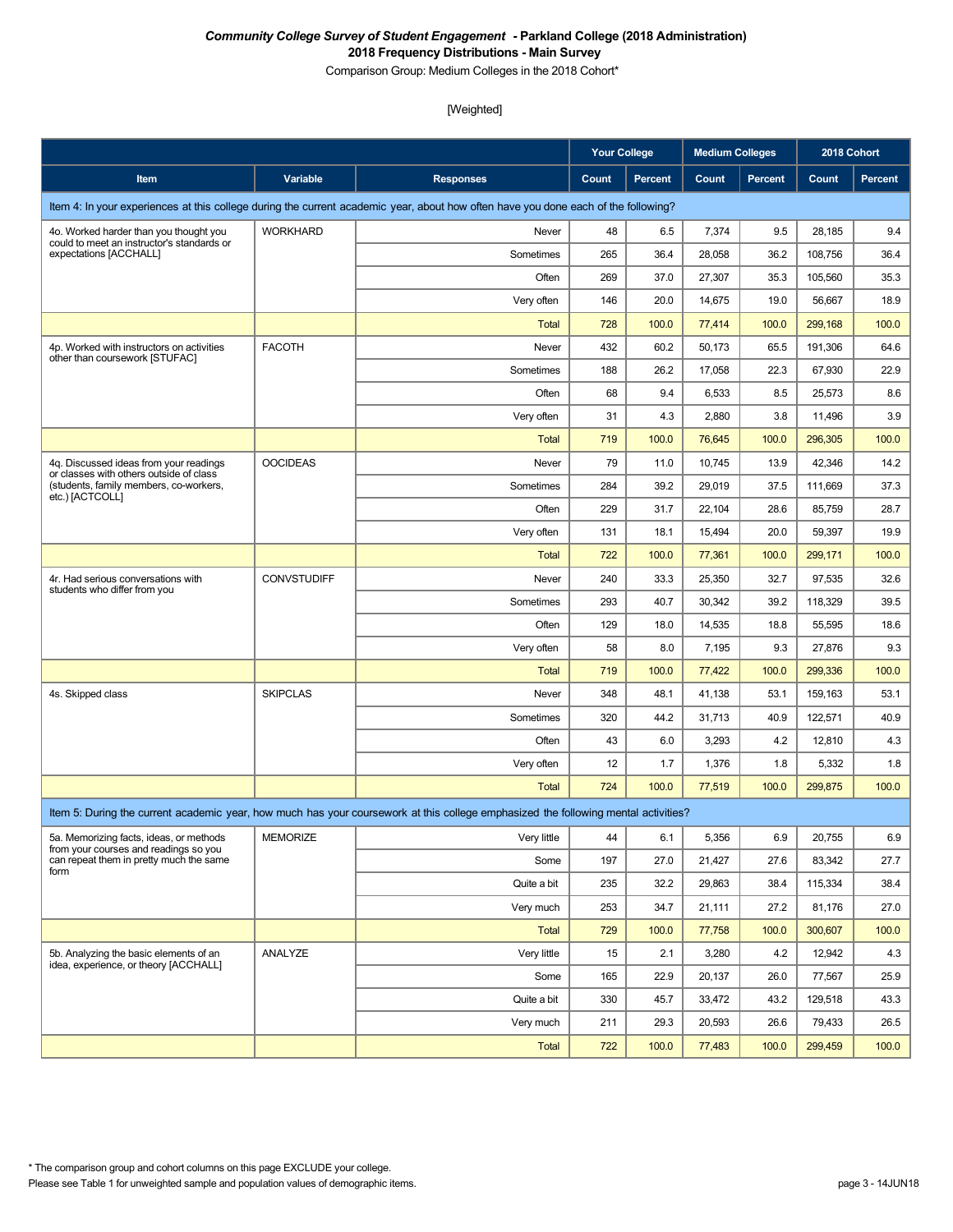***Community College Survey of Student Engagement* - Parkland College (2018 Administration)**

**2018 Frequency Distributions - Main Survey**

Comparison Group: Medium Colleges in the 2018 Cohort*

[Weighted]

| | | | Your College | | Medium Colleges | | 2018 Cohort | |
|---|---|---|---|---|---|---|---|---|
| **Item** | **Variable** | **Responses** | **Count** | **Percent** | **Count** | **Percent** | **Count** | **Percent** |
| Item 4: In your experiences at this college during the current academic year, about how often have you done each of the following? | | | | | | | | |
| 4o. Worked harder than you thought you could to meet an instructor's standards or expectations [ACCHALL] | WORKHARD | Never | 48 | 6.5 | 7,374 | 9.5 | 28,185 | 9.4 |
| | | Sometimes | 265 | 36.4 | 28,058 | 36.2 | 108,756 | 36.4 |
| | | Often | 269 | 37.0 | 27,307 | 35.3 | 105,560 | 35.3 |
| | | Very often | 146 | 20.0 | 14,675 | 19.0 | 56,667 | 18.9 |
| | | Total | 728 | 100.0 | 77,414 | 100.0 | 299,168 | 100.0 |
| 4p. Worked with instructors on activities other than coursework [STUFAC] | FACOTH | Never | 432 | 60.2 | 50,173 | 65.5 | 191,306 | 64.6 |
| | | Sometimes | 188 | 26.2 | 17,058 | 22.3 | 67,930 | 22.9 |
| | | Often | 68 | 9.4 | 6,533 | 8.5 | 25,573 | 8.6 |
| | | Very often | 31 | 4.3 | 2,880 | 3.8 | 11,496 | 3.9 |
| | | Total | 719 | 100.0 | 76,645 | 100.0 | 296,305 | 100.0 |
| 4q. Discussed ideas from your readings or classes with others outside of class (students, family members, co-workers, etc.) [ACTCOLL] | OOCIDEAS | Never | 79 | 11.0 | 10,745 | 13.9 | 42,346 | 14.2 |
| | | Sometimes | 284 | 39.2 | 29,019 | 37.5 | 111,669 | 37.3 |
| | | Often | 229 | 31.7 | 22,104 | 28.6 | 85,759 | 28.7 |
| | | Very often | 131 | 18.1 | 15,494 | 20.0 | 59,397 | 19.9 |
| | | Total | 722 | 100.0 | 77,361 | 100.0 | 299,171 | 100.0 |
| 4r. Had serious conversations with students who differ from you | CONVSTUDIFF | Never | 240 | 33.3 | 25,350 | 32.7 | 97,535 | 32.6 |
| | | Sometimes | 293 | 40.7 | 30,342 | 39.2 | 118,329 | 39.5 |
| | | Often | 129 | 18.0 | 14,535 | 18.8 | 55,595 | 18.6 |
| | | Very often | 58 | 8.0 | 7,195 | 9.3 | 27,876 | 9.3 |
| | | Total | 719 | 100.0 | 77,422 | 100.0 | 299,336 | 100.0 |
| 4s. Skipped class | SKIPCLAS | Never | 348 | 48.1 | 41,138 | 53.1 | 159,163 | 53.1 |
| | | Sometimes | 320 | 44.2 | 31,713 | 40.9 | 122,571 | 40.9 |
| | | Often | 43 | 6.0 | 3,293 | 4.2 | 12,810 | 4.3 |
| | | Very often | 12 | 1.7 | 1,376 | 1.8 | 5,332 | 1.8 |
| | | Total | 724 | 100.0 | 77,519 | 100.0 | 299,875 | 100.0 |
| Item 5: During the current academic year, how much has your coursework at this college emphasized the following mental activities? | | | | | | | | |
| 5a. Memorizing facts, ideas, or methods from your courses and readings so you can repeat them in pretty much the same form | MEMORIZE | Very little | 44 | 6.1 | 5,356 | 6.9 | 20,755 | 6.9 |
| | | Some | 197 | 27.0 | 21,427 | 27.6 | 83,342 | 27.7 |
| | | Quite a bit | 235 | 32.2 | 29,863 | 38.4 | 115,334 | 38.4 |
| | | Very much | 253 | 34.7 | 21,111 | 27.2 | 81,176 | 27.0 |
| | | Total | 729 | 100.0 | 77,758 | 100.0 | 300,607 | 100.0 |
| 5b. Analyzing the basic elements of an idea, experience, or theory [ACCHALL] | ANALYZE | Very little | 15 | 2.1 | 3,280 | 4.2 | 12,942 | 4.3 |
| | | Some | 165 | 22.9 | 20,137 | 26.0 | 77,567 | 25.9 |
| | | Quite a bit | 330 | 45.7 | 33,472 | 43.2 | 129,518 | 43.3 |
| | | Very much | 211 | 29.3 | 20,593 | 26.6 | 79,433 | 26.5 |
| | | Total | 722 | 100.0 | 77,483 | 100.0 | 299,459 | 100.0 |

* The comparison group and cohort columns on this page EXCLUDE your college.

Please see Table 1 for unweighted sample and population values of demographic items.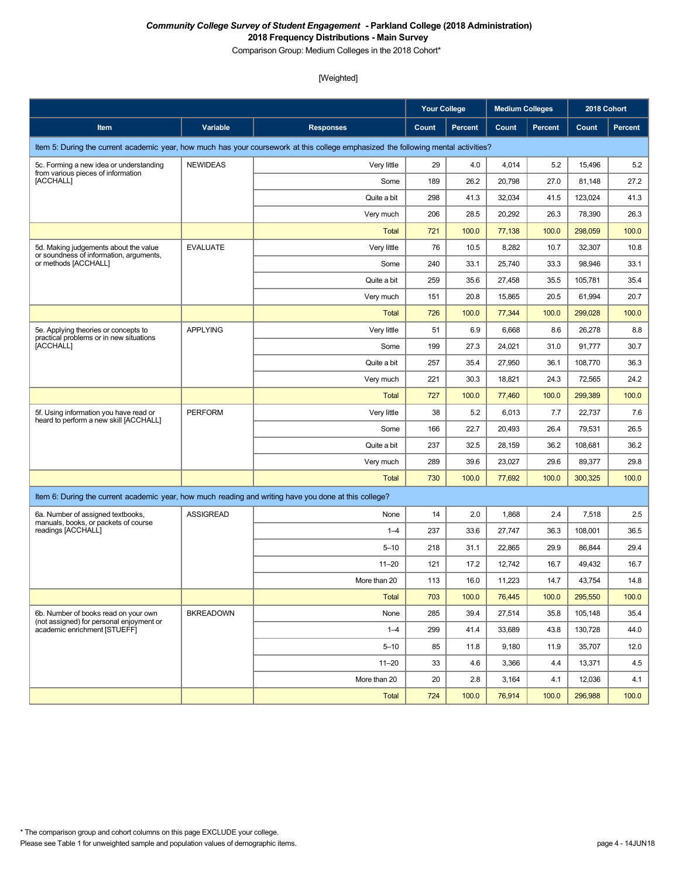***Community College Survey of Student Engagement* - Parkland College (2018 Administration)**
**2018 Frequency Distributions - Main Survey**
Comparison Group: Medium Colleges in the 2018 Cohort*

[Weighted]

| | | | Your College | | Medium Colleges | | 2018 Cohort | |
|---|---|---|---|---|---|---|---|---|
| **Item** | **Variable** | **Responses** | **Count** | **Percent** | **Count** | **Percent** | **Count** | **Percent** |
| Item 5: During the current academic year, how much has your coursework at this college emphasized the following mental activities? | | | | | | | | |
| 5c. Forming a new idea or understanding from various pieces of information [ACCHALL] | NEWIDEAS | Very little | 29 | 4.0 | 4,014 | 5.2 | 15,496 | 5.2 |
| | | Some | 189 | 26.2 | 20,798 | 27.0 | 81,148 | 27.2 |
| | | Quite a bit | 298 | 41.3 | 32,034 | 41.5 | 123,024 | 41.3 |
| | | Very much | 206 | 28.5 | 20,292 | 26.3 | 78,390 | 26.3 |
| | | Total | 721 | 100.0 | 77,138 | 100.0 | 298,059 | 100.0 |
| 5d. Making judgements about the value or soundness of information, arguments, or methods [ACCHALL] | EVALUATE | Very little | 76 | 10.5 | 8,282 | 10.7 | 32,307 | 10.8 |
| | | Some | 240 | 33.1 | 25,740 | 33.3 | 98,946 | 33.1 |
| | | Quite a bit | 259 | 35.6 | 27,458 | 35.5 | 105,781 | 35.4 |
| | | Very much | 151 | 20.8 | 15,865 | 20.5 | 61,994 | 20.7 |
| | | Total | 726 | 100.0 | 77,344 | 100.0 | 299,028 | 100.0 |
| 5e. Applying theories or concepts to practical problems or in new situations [ACCHALL] | APPLYING | Very little | 51 | 6.9 | 6,668 | 8.6 | 26,278 | 8.8 |
| | | Some | 199 | 27.3 | 24,021 | 31.0 | 91,777 | 30.7 |
| | | Quite a bit | 257 | 35.4 | 27,950 | 36.1 | 108,770 | 36.3 |
| | | Very much | 221 | 30.3 | 18,821 | 24.3 | 72,565 | 24.2 |
| | | Total | 727 | 100.0 | 77,460 | 100.0 | 299,389 | 100.0 |
| 5f. Using information you have read or heard to perform a new skill [ACCHALL] | PERFORM | Very little | 38 | 5.2 | 6,013 | 7.7 | 22,737 | 7.6 |
| | | Some | 166 | 22.7 | 20,493 | 26.4 | 79,531 | 26.5 |
| | | Quite a bit | 237 | 32.5 | 28,159 | 36.2 | 108,681 | 36.2 |
| | | Very much | 289 | 39.6 | 23,027 | 29.6 | 89,377 | 29.8 |
| | | Total | 730 | 100.0 | 77,692 | 100.0 | 300,325 | 100.0 |
| Item 6: During the current academic year, how much reading and writing have you done at this college? | | | | | | | | |
| 6a. Number of assigned textbooks, manuals, books, or packets of course readings [ACCHALL] | ASSIGREAD | None | 14 | 2.0 | 1,868 | 2.4 | 7,518 | 2.5 |
| | | 1–4 | 237 | 33.6 | 27,747 | 36.3 | 108,001 | 36.5 |
| | | 5–10 | 218 | 31.1 | 22,865 | 29.9 | 86,844 | 29.4 |
| | | 11–20 | 121 | 17.2 | 12,742 | 16.7 | 49,432 | 16.7 |
| | | More than 20 | 113 | 16.0 | 11,223 | 14.7 | 43,754 | 14.8 |
| | | Total | 703 | 100.0 | 76,445 | 100.0 | 295,550 | 100.0 |
| 6b. Number of books read on your own (not assigned) for personal enjoyment or academic enrichment [STUEFF] | BKREADOWN | None | 285 | 39.4 | 27,514 | 35.8 | 105,148 | 35.4 |
| | | 1–4 | 299 | 41.4 | 33,689 | 43.8 | 130,728 | 44.0 |
| | | 5–10 | 85 | 11.8 | 9,180 | 11.9 | 35,707 | 12.0 |
| | | 11–20 | 33 | 4.6 | 3,366 | 4.4 | 13,371 | 4.5 |
| | | More than 20 | 20 | 2.8 | 3,164 | 4.1 | 12,036 | 4.1 |
| | | Total | 724 | 100.0 | 76,914 | 100.0 | 296,988 | 100.0 |

* The comparison group and cohort columns on this page EXCLUDE your college.
Please see Table 1 for unweighted sample and population values of demographic items.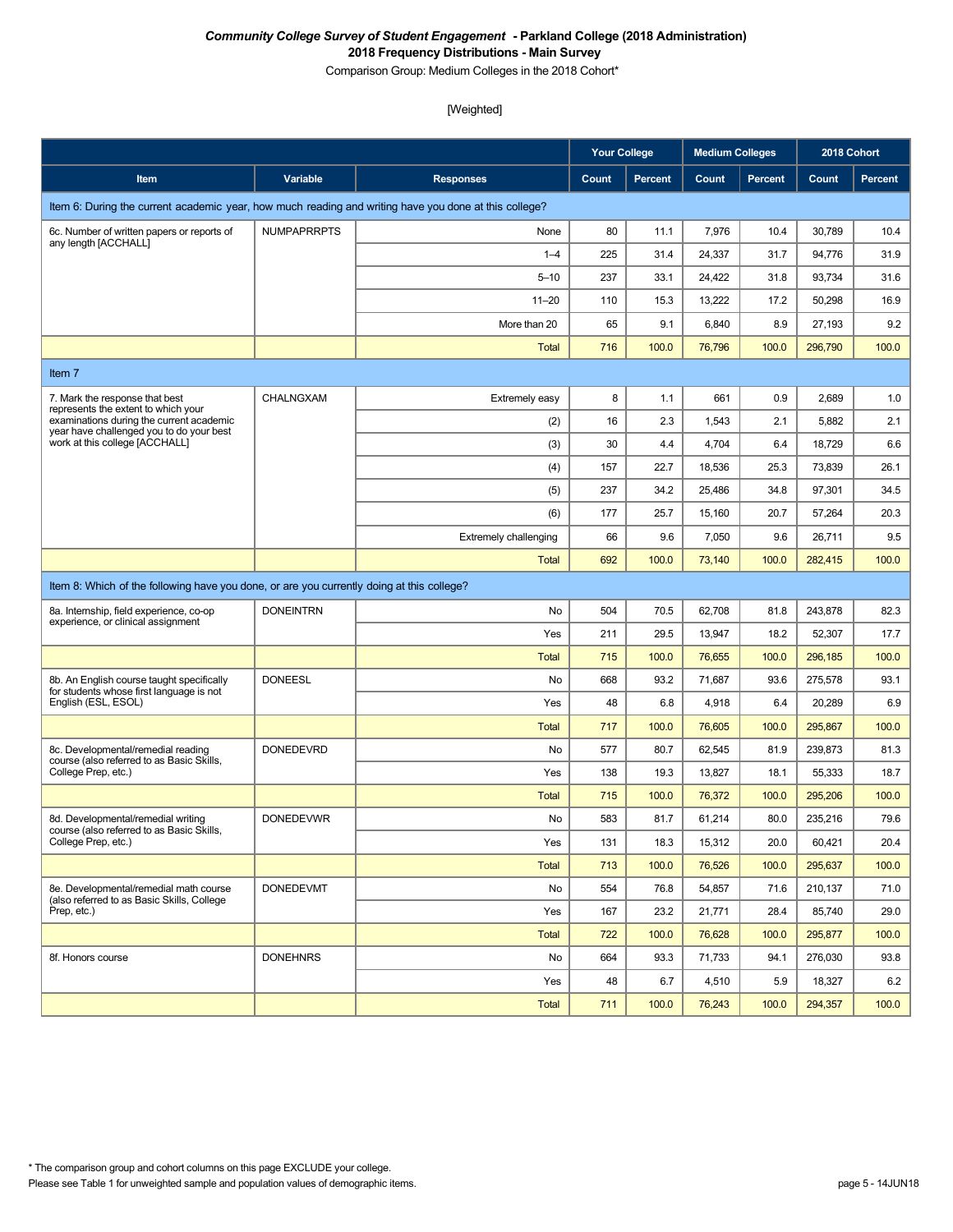***Community College Survey of Student Engagement* - Parkland College (2018 Administration)**

**2018 Frequency Distributions - Main Survey**

Comparison Group: Medium Colleges in the 2018 Cohort*

[Weighted]

| | | | Your College | | Medium Colleges | | 2018 Cohort | |
|---|---|---|---|---|---|---|---|---|
| **Item** | **Variable** | **Responses** | **Count** | **Percent** | **Count** | **Percent** | **Count** | **Percent** |
| Item 6: During the current academic year, how much reading and writing have you done at this college? | | | | | | | | |
| 6c. Number of written papers or reports of any length [ACCHALL] | NUMPAPRRPTS | None | 80 | 11.1 | 7,976 | 10.4 | 30,789 | 10.4 |
| | | 1–4 | 225 | 31.4 | 24,337 | 31.7 | 94,776 | 31.9 |
| | | 5–10 | 237 | 33.1 | 24,422 | 31.8 | 93,734 | 31.6 |
| | | 11–20 | 110 | 15.3 | 13,222 | 17.2 | 50,298 | 16.9 |
| | | More than 20 | 65 | 9.1 | 6,840 | 8.9 | 27,193 | 9.2 |
| | | Total | 716 | 100.0 | 76,796 | 100.0 | 296,790 | 100.0 |
| Item 7 | | | | | | | | |
| 7. Mark the response that best represents the extent to which your examinations during the current academic year have challenged you to do your best work at this college [ACCHALL] | CHALNGXAM | Extremely easy | 8 | 1.1 | 661 | 0.9 | 2,689 | 1.0 |
| | | (2) | 16 | 2.3 | 1,543 | 2.1 | 5,882 | 2.1 |
| | | (3) | 30 | 4.4 | 4,704 | 6.4 | 18,729 | 6.6 |
| | | (4) | 157 | 22.7 | 18,536 | 25.3 | 73,839 | 26.1 |
| | | (5) | 237 | 34.2 | 25,486 | 34.8 | 97,301 | 34.5 |
| | | (6) | 177 | 25.7 | 15,160 | 20.7 | 57,264 | 20.3 |
| | | Extremely challenging | 66 | 9.6 | 7,050 | 9.6 | 26,711 | 9.5 |
| | | Total | 692 | 100.0 | 73,140 | 100.0 | 282,415 | 100.0 |
| Item 8: Which of the following have you done, or are you currently doing at this college? | | | | | | | | |
| 8a. Internship, field experience, co-op experience, or clinical assignment | DONEINTRN | No | 504 | 70.5 | 62,708 | 81.8 | 243,878 | 82.3 |
| | | Yes | 211 | 29.5 | 13,947 | 18.2 | 52,307 | 17.7 |
| | | Total | 715 | 100.0 | 76,655 | 100.0 | 296,185 | 100.0 |
| 8b. An English course taught specifically for students whose first language is not English (ESL, ESOL) | DONEESL | No | 668 | 93.2 | 71,687 | 93.6 | 275,578 | 93.1 |
| | | Yes | 48 | 6.8 | 4,918 | 6.4 | 20,289 | 6.9 |
| | | Total | 717 | 100.0 | 76,605 | 100.0 | 295,867 | 100.0 |
| 8c. Developmental/remedial reading course (also referred to as Basic Skills, College Prep, etc.) | DONEDEVRD | No | 577 | 80.7 | 62,545 | 81.9 | 239,873 | 81.3 |
| | | Yes | 138 | 19.3 | 13,827 | 18.1 | 55,333 | 18.7 |
| | | Total | 715 | 100.0 | 76,372 | 100.0 | 295,206 | 100.0 |
| 8d. Developmental/remedial writing course (also referred to as Basic Skills, College Prep, etc.) | DONEDEVWR | No | 583 | 81.7 | 61,214 | 80.0 | 235,216 | 79.6 |
| | | Yes | 131 | 18.3 | 15,312 | 20.0 | 60,421 | 20.4 |
| | | Total | 713 | 100.0 | 76,526 | 100.0 | 295,637 | 100.0 |
| 8e. Developmental/remedial math course (also referred to as Basic Skills, College Prep, etc.) | DONEDEVMT | No | 554 | 76.8 | 54,857 | 71.6 | 210,137 | 71.0 |
| | | Yes | 167 | 23.2 | 21,771 | 28.4 | 85,740 | 29.0 |
| | | Total | 722 | 100.0 | 76,628 | 100.0 | 295,877 | 100.0 |
| 8f. Honors course | DONEHNRS | No | 664 | 93.3 | 71,733 | 94.1 | 276,030 | 93.8 |
| | | Yes | 48 | 6.7 | 4,510 | 5.9 | 18,327 | 6.2 |
| | | Total | 711 | 100.0 | 76,243 | 100.0 | 294,357 | 100.0 |

* The comparison group and cohort columns on this page EXCLUDE your college.

Please see Table 1 for unweighted sample and population values of demographic items.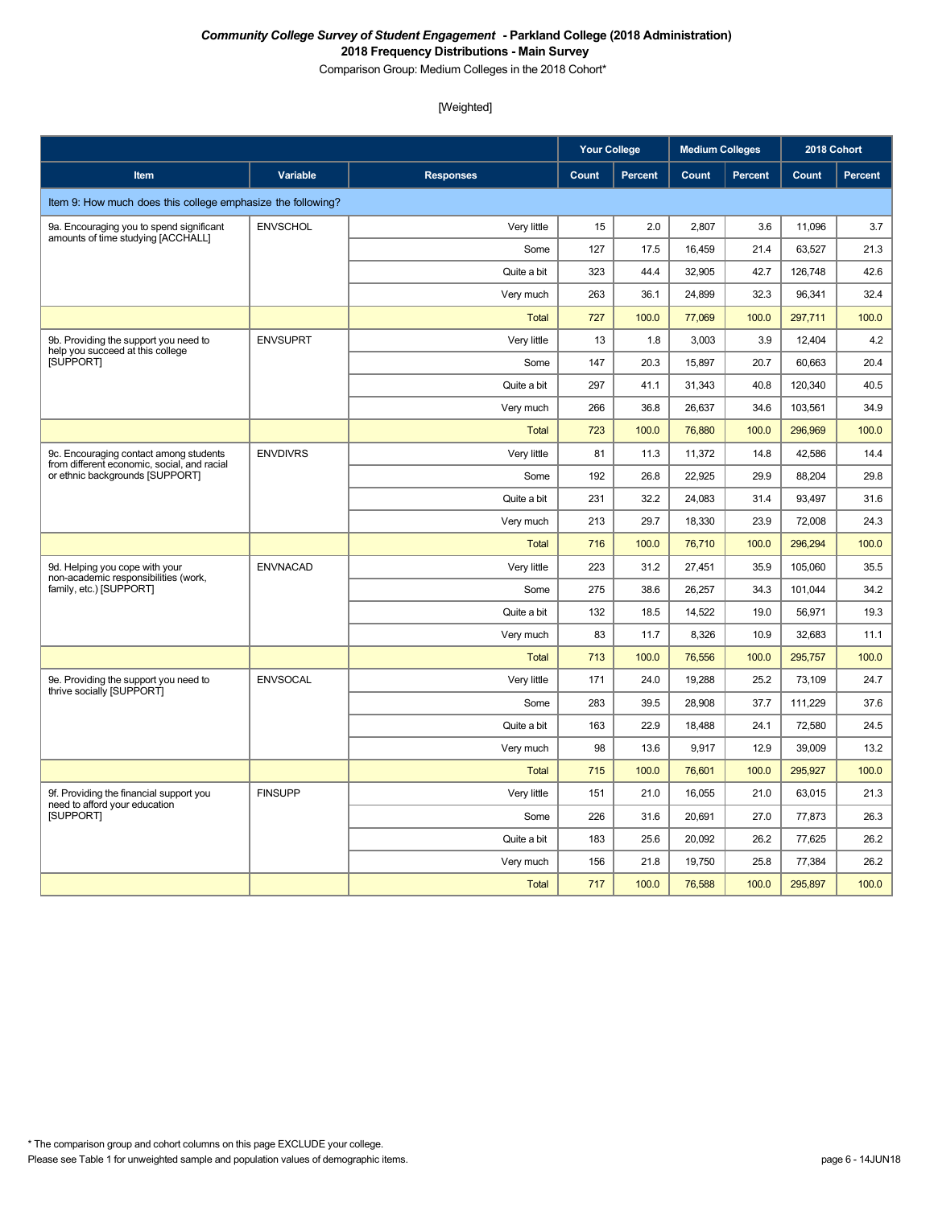***Community College Survey of Student Engagement* - Parkland College (2018 Administration)**

**2018 Frequency Distributions - Main Survey**

Comparison Group: Medium Colleges in the 2018 Cohort*

[Weighted]

| | | | Your College | | Medium Colleges | | 2018 Cohort | |
|---|---|---|---|---|---|---|---|---|
| **Item** | **Variable** | **Responses** | **Count** | **Percent** | **Count** | **Percent** | **Count** | **Percent** |
| Item 9: How much does this college emphasize the following? | | | | | | | | |
| 9a. Encouraging you to spend significant amounts of time studying [ACCHALL] | ENVSCHOL | Very little | 15 | 2.0 | 2,807 | 3.6 | 11,096 | 3.7 |
| | | Some | 127 | 17.5 | 16,459 | 21.4 | 63,527 | 21.3 |
| | | Quite a bit | 323 | 44.4 | 32,905 | 42.7 | 126,748 | 42.6 |
| | | Very much | 263 | 36.1 | 24,899 | 32.3 | 96,341 | 32.4 |
| | | Total | 727 | 100.0 | 77,069 | 100.0 | 297,711 | 100.0 |
| 9b. Providing the support you need to help you succeed at this college [SUPPORT] | ENVSUPRT | Very little | 13 | 1.8 | 3,003 | 3.9 | 12,404 | 4.2 |
| | | Some | 147 | 20.3 | 15,897 | 20.7 | 60,663 | 20.4 |
| | | Quite a bit | 297 | 41.1 | 31,343 | 40.8 | 120,340 | 40.5 |
| | | Very much | 266 | 36.8 | 26,637 | 34.6 | 103,561 | 34.9 |
| | | Total | 723 | 100.0 | 76,880 | 100.0 | 296,969 | 100.0 |
| 9c. Encouraging contact among students from different economic, social, and racial or ethnic backgrounds [SUPPORT] | ENVDIVRS | Very little | 81 | 11.3 | 11,372 | 14.8 | 42,586 | 14.4 |
| | | Some | 192 | 26.8 | 22,925 | 29.9 | 88,204 | 29.8 |
| | | Quite a bit | 231 | 32.2 | 24,083 | 31.4 | 93,497 | 31.6 |
| | | Very much | 213 | 29.7 | 18,330 | 23.9 | 72,008 | 24.3 |
| | | Total | 716 | 100.0 | 76,710 | 100.0 | 296,294 | 100.0 |
| 9d. Helping you cope with your non-academic responsibilities (work, family, etc.) [SUPPORT] | ENVNACAD | Very little | 223 | 31.2 | 27,451 | 35.9 | 105,060 | 35.5 |
| | | Some | 275 | 38.6 | 26,257 | 34.3 | 101,044 | 34.2 |
| | | Quite a bit | 132 | 18.5 | 14,522 | 19.0 | 56,971 | 19.3 |
| | | Very much | 83 | 11.7 | 8,326 | 10.9 | 32,683 | 11.1 |
| | | Total | 713 | 100.0 | 76,556 | 100.0 | 295,757 | 100.0 |
| 9e. Providing the support you need to thrive socially [SUPPORT] | ENVSOCAL | Very little | 171 | 24.0 | 19,288 | 25.2 | 73,109 | 24.7 |
| | | Some | 283 | 39.5 | 28,908 | 37.7 | 111,229 | 37.6 |
| | | Quite a bit | 163 | 22.9 | 18,488 | 24.1 | 72,580 | 24.5 |
| | | Very much | 98 | 13.6 | 9,917 | 12.9 | 39,009 | 13.2 |
| | | Total | 715 | 100.0 | 76,601 | 100.0 | 295,927 | 100.0 |
| 9f. Providing the financial support you need to afford your education [SUPPORT] | FINSUPP | Very little | 151 | 21.0 | 16,055 | 21.0 | 63,015 | 21.3 |
| | | Some | 226 | 31.6 | 20,691 | 27.0 | 77,873 | 26.3 |
| | | Quite a bit | 183 | 25.6 | 20,092 | 26.2 | 77,625 | 26.2 |
| | | Very much | 156 | 21.8 | 19,750 | 25.8 | 77,384 | 26.2 |
| | | Total | 717 | 100.0 | 76,588 | 100.0 | 295,897 | 100.0 |

\* The comparison group and cohort columns on this page EXCLUDE your college.

Please see Table 1 for unweighted sample and population values of demographic items.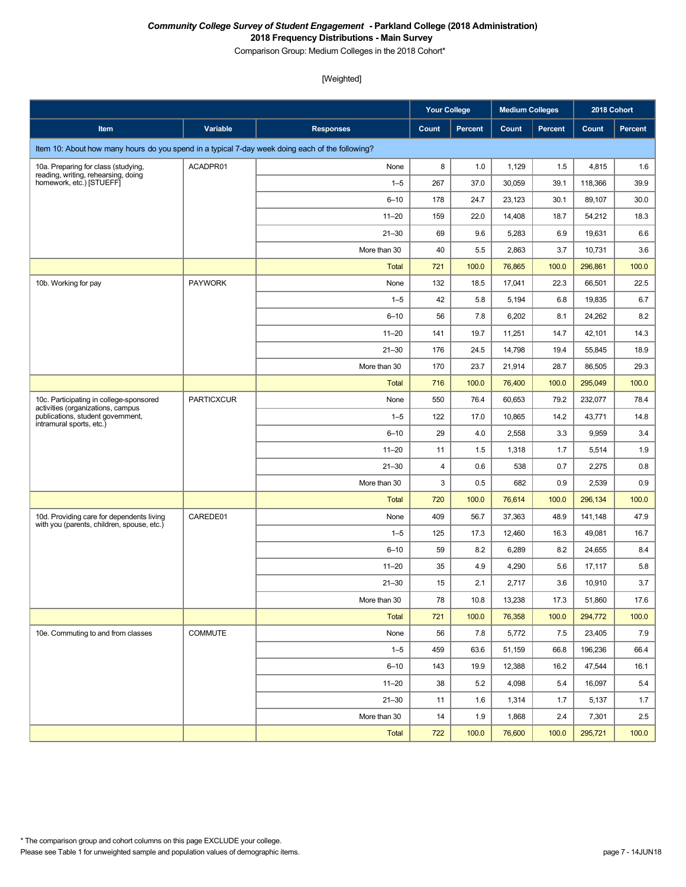***Community College Survey of Student Engagement* - Parkland College (2018 Administration)**
**2018 Frequency Distributions - Main Survey**
Comparison Group: Medium Colleges in the 2018 Cohort*

[Weighted]

| | | | Your College | | Medium Colleges | | 2018 Cohort | |
|---|---|---|---|---|---|---|---|---|
| **Item** | **Variable** | **Responses** | **Count** | **Percent** | **Count** | **Percent** | **Count** | **Percent** |
| Item 10: About how many hours do you spend in a typical 7-day week doing each of the following? | | | | | | | | |
| 10a. Preparing for class (studying, reading, writing, rehearsing, doing homework, etc.) [STUEFF] | ACADPR01 | None | 8 | 1.0 | 1,129 | 1.5 | 4,815 | 1.6 |
| | | 1–5 | 267 | 37.0 | 30,059 | 39.1 | 118,366 | 39.9 |
| | | 6–10 | 178 | 24.7 | 23,123 | 30.1 | 89,107 | 30.0 |
| | | 11–20 | 159 | 22.0 | 14,408 | 18.7 | 54,212 | 18.3 |
| | | 21–30 | 69 | 9.6 | 5,283 | 6.9 | 19,631 | 6.6 |
| | | More than 30 | 40 | 5.5 | 2,863 | 3.7 | 10,731 | 3.6 |
| | | Total | 721 | 100.0 | 76,865 | 100.0 | 296,861 | 100.0 |
| 10b. Working for pay | PAYWORK | None | 132 | 18.5 | 17,041 | 22.3 | 66,501 | 22.5 |
| | | 1–5 | 42 | 5.8 | 5,194 | 6.8 | 19,835 | 6.7 |
| | | 6–10 | 56 | 7.8 | 6,202 | 8.1 | 24,262 | 8.2 |
| | | 11–20 | 141 | 19.7 | 11,251 | 14.7 | 42,101 | 14.3 |
| | | 21–30 | 176 | 24.5 | 14,798 | 19.4 | 55,845 | 18.9 |
| | | More than 30 | 170 | 23.7 | 21,914 | 28.7 | 86,505 | 29.3 |
| | | Total | 716 | 100.0 | 76,400 | 100.0 | 295,049 | 100.0 |
| 10c. Participating in college-sponsored activities (organizations, campus publications, student government, intramural sports, etc.) | PARTICXCUR | None | 550 | 76.4 | 60,653 | 79.2 | 232,077 | 78.4 |
| | | 1–5 | 122 | 17.0 | 10,865 | 14.2 | 43,771 | 14.8 |
| | | 6–10 | 29 | 4.0 | 2,558 | 3.3 | 9,959 | 3.4 |
| | | 11–20 | 11 | 1.5 | 1,318 | 1.7 | 5,514 | 1.9 |
| | | 21–30 | 4 | 0.6 | 538 | 0.7 | 2,275 | 0.8 |
| | | More than 30 | 3 | 0.5 | 682 | 0.9 | 2,539 | 0.9 |
| | | Total | 720 | 100.0 | 76,614 | 100.0 | 296,134 | 100.0 |
| 10d. Providing care for dependents living with you (parents, children, spouse, etc.) | CAREDE01 | None | 409 | 56.7 | 37,363 | 48.9 | 141,148 | 47.9 |
| | | 1–5 | 125 | 17.3 | 12,460 | 16.3 | 49,081 | 16.7 |
| | | 6–10 | 59 | 8.2 | 6,289 | 8.2 | 24,655 | 8.4 |
| | | 11–20 | 35 | 4.9 | 4,290 | 5.6 | 17,117 | 5.8 |
| | | 21–30 | 15 | 2.1 | 2,717 | 3.6 | 10,910 | 3.7 |
| | | More than 30 | 78 | 10.8 | 13,238 | 17.3 | 51,860 | 17.6 |
| | | Total | 721 | 100.0 | 76,358 | 100.0 | 294,772 | 100.0 |
| 10e. Commuting to and from classes | COMMUTE | None | 56 | 7.8 | 5,772 | 7.5 | 23,405 | 7.9 |
| | | 1–5 | 459 | 63.6 | 51,159 | 66.8 | 196,236 | 66.4 |
| | | 6–10 | 143 | 19.9 | 12,388 | 16.2 | 47,544 | 16.1 |
| | | 11–20 | 38 | 5.2 | 4,098 | 5.4 | 16,097 | 5.4 |
| | | 21–30 | 11 | 1.6 | 1,314 | 1.7 | 5,137 | 1.7 |
| | | More than 30 | 14 | 1.9 | 1,868 | 2.4 | 7,301 | 2.5 |
| | | Total | 722 | 100.0 | 76,600 | 100.0 | 295,721 | 100.0 |

* The comparison group and cohort columns on this page EXCLUDE your college.
Please see Table 1 for unweighted sample and population values of demographic items.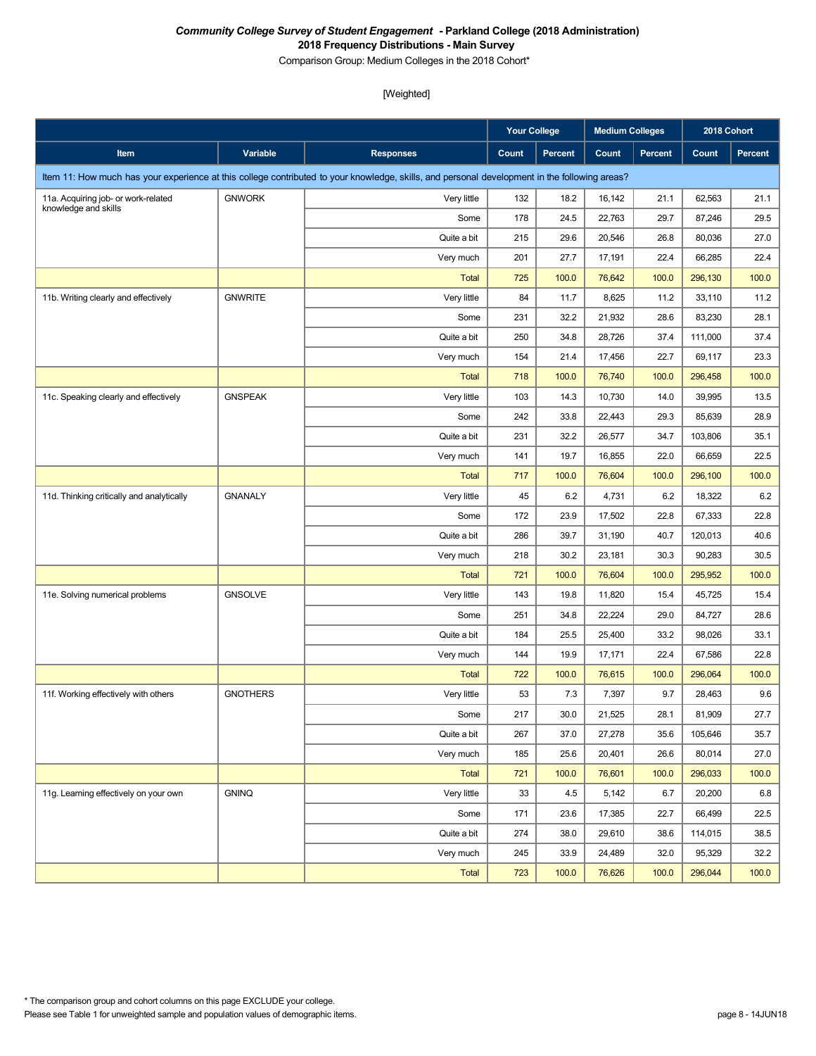***Community College Survey of Student Engagement* - Parkland College (2018 Administration)**
**2018 Frequency Distributions - Main Survey**
Comparison Group: Medium Colleges in the 2018 Cohort*

[Weighted]

| | | | Your College | | Medium Colleges | | 2018 Cohort | |
|---|---|---|---|---|---|---|---|---|
| **Item** | **Variable** | **Responses** | **Count** | **Percent** | **Count** | **Percent** | **Count** | **Percent** |
| Item 11: How much has your experience at this college contributed to your knowledge, skills, and personal development in the following areas? | | | | | | | | |
| 11a. Acquiring job- or work-related knowledge and skills | GNWORK | Very little | 132 | 18.2 | 16,142 | 21.1 | 62,563 | 21.1 |
| | | Some | 178 | 24.5 | 22,763 | 29.7 | 87,246 | 29.5 |
| | | Quite a bit | 215 | 29.6 | 20,546 | 26.8 | 80,036 | 27.0 |
| | | Very much | 201 | 27.7 | 17,191 | 22.4 | 66,285 | 22.4 |
| | | Total | 725 | 100.0 | 76,642 | 100.0 | 296,130 | 100.0 |
| 11b. Writing clearly and effectively | GNWRITE | Very little | 84 | 11.7 | 8,625 | 11.2 | 33,110 | 11.2 |
| | | Some | 231 | 32.2 | 21,932 | 28.6 | 83,230 | 28.1 |
| | | Quite a bit | 250 | 34.8 | 28,726 | 37.4 | 111,000 | 37.4 |
| | | Very much | 154 | 21.4 | 17,456 | 22.7 | 69,117 | 23.3 |
| | | Total | 718 | 100.0 | 76,740 | 100.0 | 296,458 | 100.0 |
| 11c. Speaking clearly and effectively | GNSPEAK | Very little | 103 | 14.3 | 10,730 | 14.0 | 39,995 | 13.5 |
| | | Some | 242 | 33.8 | 22,443 | 29.3 | 85,639 | 28.9 |
| | | Quite a bit | 231 | 32.2 | 26,577 | 34.7 | 103,806 | 35.1 |
| | | Very much | 141 | 19.7 | 16,855 | 22.0 | 66,659 | 22.5 |
| | | Total | 717 | 100.0 | 76,604 | 100.0 | 296,100 | 100.0 |
| 11d. Thinking critically and analytically | GNANALY | Very little | 45 | 6.2 | 4,731 | 6.2 | 18,322 | 6.2 |
| | | Some | 172 | 23.9 | 17,502 | 22.8 | 67,333 | 22.8 |
| | | Quite a bit | 286 | 39.7 | 31,190 | 40.7 | 120,013 | 40.6 |
| | | Very much | 218 | 30.2 | 23,181 | 30.3 | 90,283 | 30.5 |
| | | Total | 721 | 100.0 | 76,604 | 100.0 | 295,952 | 100.0 |
| 11e. Solving numerical problems | GNSOLVE | Very little | 143 | 19.8 | 11,820 | 15.4 | 45,725 | 15.4 |
| | | Some | 251 | 34.8 | 22,224 | 29.0 | 84,727 | 28.6 |
| | | Quite a bit | 184 | 25.5 | 25,400 | 33.2 | 98,026 | 33.1 |
| | | Very much | 144 | 19.9 | 17,171 | 22.4 | 67,586 | 22.8 |
| | | Total | 722 | 100.0 | 76,615 | 100.0 | 296,064 | 100.0 |
| 11f. Working effectively with others | GNOTHERS | Very little | 53 | 7.3 | 7,397 | 9.7 | 28,463 | 9.6 |
| | | Some | 217 | 30.0 | 21,525 | 28.1 | 81,909 | 27.7 |
| | | Quite a bit | 267 | 37.0 | 27,278 | 35.6 | 105,646 | 35.7 |
| | | Very much | 185 | 25.6 | 20,401 | 26.6 | 80,014 | 27.0 |
| | | Total | 721 | 100.0 | 76,601 | 100.0 | 296,033 | 100.0 |
| 11g. Learning effectively on your own | GNINQ | Very little | 33 | 4.5 | 5,142 | 6.7 | 20,200 | 6.8 |
| | | Some | 171 | 23.6 | 17,385 | 22.7 | 66,499 | 22.5 |
| | | Quite a bit | 274 | 38.0 | 29,610 | 38.6 | 114,015 | 38.5 |
| | | Very much | 245 | 33.9 | 24,489 | 32.0 | 95,329 | 32.2 |
| | | Total | 723 | 100.0 | 76,626 | 100.0 | 296,044 | 100.0 |

* The comparison group and cohort columns on this page EXCLUDE your college.
Please see Table 1 for unweighted sample and population values of demographic items.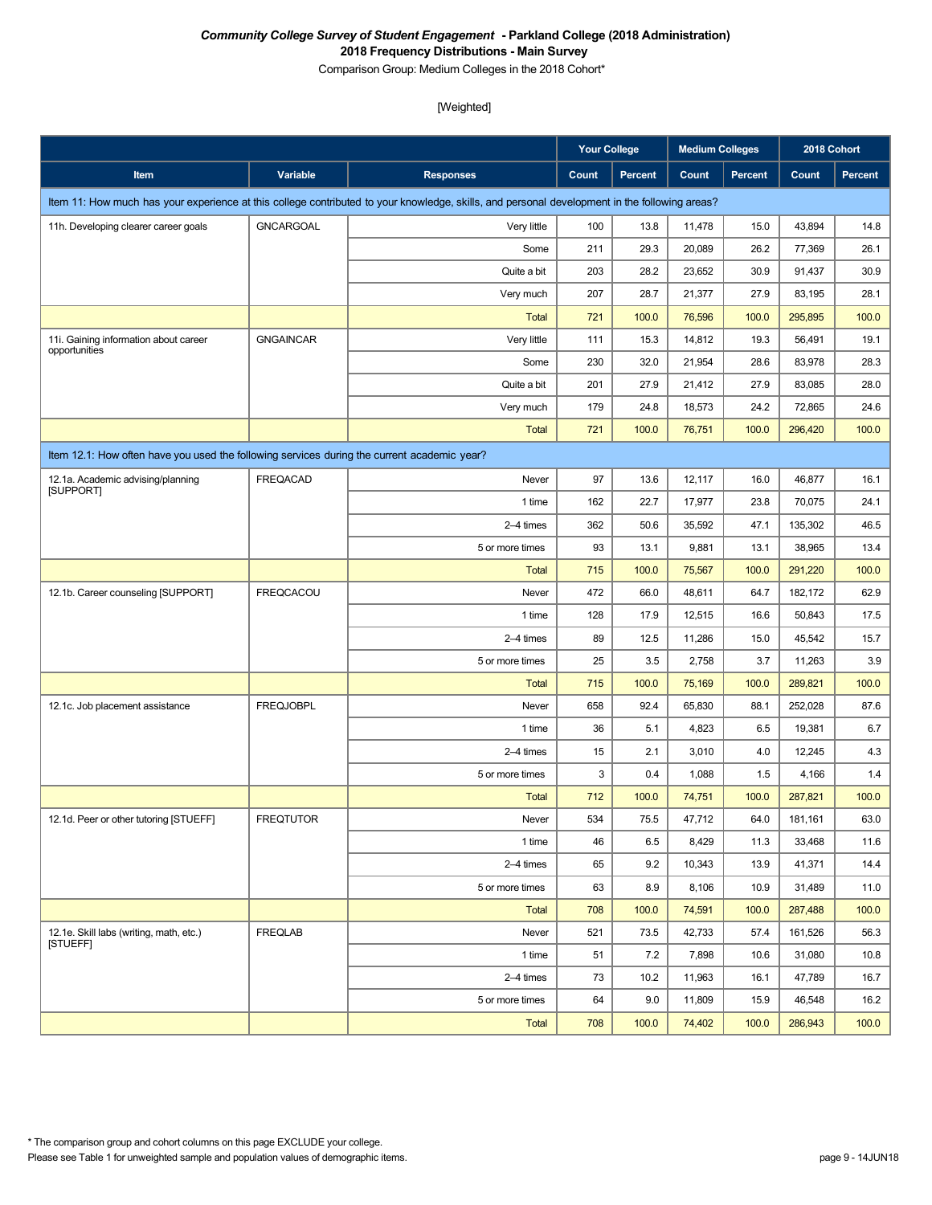***Community College Survey of Student Engagement* - Parkland College (2018 Administration)**
**2018 Frequency Distributions - Main Survey**
Comparison Group: Medium Colleges in the 2018 Cohort*

[Weighted]

| | | | Your College | | Medium Colleges | | 2018 Cohort | |
|---|---|---|---|---|---|---|---|---|
| **Item** | **Variable** | **Responses** | **Count** | **Percent** | **Count** | **Percent** | **Count** | **Percent** |
| Item 11: How much has your experience at this college contributed to your knowledge, skills, and personal development in the following areas? | | | | | | | | |
| 11h. Developing clearer career goals | GNCARGOAL | Very little | 100 | 13.8 | 11,478 | 15.0 | 43,894 | 14.8 |
| | | Some | 211 | 29.3 | 20,089 | 26.2 | 77,369 | 26.1 |
| | | Quite a bit | 203 | 28.2 | 23,652 | 30.9 | 91,437 | 30.9 |
| | | Very much | 207 | 28.7 | 21,377 | 27.9 | 83,195 | 28.1 |
| | | Total | 721 | 100.0 | 76,596 | 100.0 | 295,895 | 100.0 |
| 11i. Gaining information about career opportunities | GNGAINCAR | Very little | 111 | 15.3 | 14,812 | 19.3 | 56,491 | 19.1 |
| | | Some | 230 | 32.0 | 21,954 | 28.6 | 83,978 | 28.3 |
| | | Quite a bit | 201 | 27.9 | 21,412 | 27.9 | 83,085 | 28.0 |
| | | Very much | 179 | 24.8 | 18,573 | 24.2 | 72,865 | 24.6 |
| | | Total | 721 | 100.0 | 76,751 | 100.0 | 296,420 | 100.0 |
| Item 12.1: How often have you used the following services during the current academic year? | | | | | | | | |
| 12.1a. Academic advising/planning [SUPPORT] | FREQACAD | Never | 97 | 13.6 | 12,117 | 16.0 | 46,877 | 16.1 |
| | | 1 time | 162 | 22.7 | 17,977 | 23.8 | 70,075 | 24.1 |
| | | 2–4 times | 362 | 50.6 | 35,592 | 47.1 | 135,302 | 46.5 |
| | | 5 or more times | 93 | 13.1 | 9,881 | 13.1 | 38,965 | 13.4 |
| | | Total | 715 | 100.0 | 75,567 | 100.0 | 291,220 | 100.0 |
| 12.1b. Career counseling [SUPPORT] | FREQCACOU | Never | 472 | 66.0 | 48,611 | 64.7 | 182,172 | 62.9 |
| | | 1 time | 128 | 17.9 | 12,515 | 16.6 | 50,843 | 17.5 |
| | | 2–4 times | 89 | 12.5 | 11,286 | 15.0 | 45,542 | 15.7 |
| | | 5 or more times | 25 | 3.5 | 2,758 | 3.7 | 11,263 | 3.9 |
| | | Total | 715 | 100.0 | 75,169 | 100.0 | 289,821 | 100.0 |
| 12.1c. Job placement assistance | FREQJOBPL | Never | 658 | 92.4 | 65,830 | 88.1 | 252,028 | 87.6 |
| | | 1 time | 36 | 5.1 | 4,823 | 6.5 | 19,381 | 6.7 |
| | | 2–4 times | 15 | 2.1 | 3,010 | 4.0 | 12,245 | 4.3 |
| | | 5 or more times | 3 | 0.4 | 1,088 | 1.5 | 4,166 | 1.4 |
| | | Total | 712 | 100.0 | 74,751 | 100.0 | 287,821 | 100.0 |
| 12.1d. Peer or other tutoring [STUEFF] | FREQTUTOR | Never | 534 | 75.5 | 47,712 | 64.0 | 181,161 | 63.0 |
| | | 1 time | 46 | 6.5 | 8,429 | 11.3 | 33,468 | 11.6 |
| | | 2–4 times | 65 | 9.2 | 10,343 | 13.9 | 41,371 | 14.4 |
| | | 5 or more times | 63 | 8.9 | 8,106 | 10.9 | 31,489 | 11.0 |
| | | Total | 708 | 100.0 | 74,591 | 100.0 | 287,488 | 100.0 |
| 12.1e. Skill labs (writing, math, etc.) [STUEFF] | FREQLAB | Never | 521 | 73.5 | 42,733 | 57.4 | 161,526 | 56.3 |
| | | 1 time | 51 | 7.2 | 7,898 | 10.6 | 31,080 | 10.8 |
| | | 2–4 times | 73 | 10.2 | 11,963 | 16.1 | 47,789 | 16.7 |
| | | 5 or more times | 64 | 9.0 | 11,809 | 15.9 | 46,548 | 16.2 |
| | | Total | 708 | 100.0 | 74,402 | 100.0 | 286,943 | 100.0 |

\* The comparison group and cohort columns on this page EXCLUDE your college.
Please see Table 1 for unweighted sample and population values of demographic items.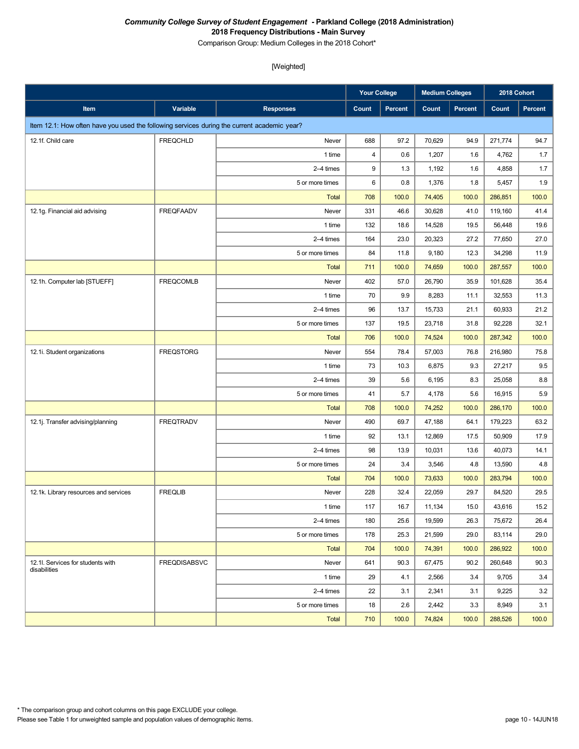***Community College Survey of Student Engagement* - Parkland College (2018 Administration)**

**2018 Frequency Distributions - Main Survey**

Comparison Group: Medium Colleges in the 2018 Cohort*

[Weighted]

| | | | Your College | | Medium Colleges | | 2018 Cohort | |
|---|---|---|---|---|---|---|---|---|
| **Item** | **Variable** | **Responses** | **Count** | **Percent** | **Count** | **Percent** | **Count** | **Percent** |
| Item 12.1: How often have you used the following services during the current academic year? | | | | | | | | |
| 12.1f. Child care | FREQCHLD | Never | 688 | 97.2 | 70,629 | 94.9 | 271,774 | 94.7 |
| | | 1 time | 4 | 0.6 | 1,207 | 1.6 | 4,762 | 1.7 |
| | | 2–4 times | 9 | 1.3 | 1,192 | 1.6 | 4,858 | 1.7 |
| | | 5 or more times | 6 | 0.8 | 1,376 | 1.8 | 5,457 | 1.9 |
| | | Total | 708 | 100.0 | 74,405 | 100.0 | 286,851 | 100.0 |
| 12.1g. Financial aid advising | FREQFAADV | Never | 331 | 46.6 | 30,628 | 41.0 | 119,160 | 41.4 |
| | | 1 time | 132 | 18.6 | 14,528 | 19.5 | 56,448 | 19.6 |
| | | 2–4 times | 164 | 23.0 | 20,323 | 27.2 | 77,650 | 27.0 |
| | | 5 or more times | 84 | 11.8 | 9,180 | 12.3 | 34,298 | 11.9 |
| | | Total | 711 | 100.0 | 74,659 | 100.0 | 287,557 | 100.0 |
| 12.1h. Computer lab [STUEFF] | FREQCOMLB | Never | 402 | 57.0 | 26,790 | 35.9 | 101,628 | 35.4 |
| | | 1 time | 70 | 9.9 | 8,283 | 11.1 | 32,553 | 11.3 |
| | | 2–4 times | 96 | 13.7 | 15,733 | 21.1 | 60,933 | 21.2 |
| | | 5 or more times | 137 | 19.5 | 23,718 | 31.8 | 92,228 | 32.1 |
| | | Total | 706 | 100.0 | 74,524 | 100.0 | 287,342 | 100.0 |
| 12.1i. Student organizations | FREQSTORG | Never | 554 | 78.4 | 57,003 | 76.8 | 216,980 | 75.8 |
| | | 1 time | 73 | 10.3 | 6,875 | 9.3 | 27,217 | 9.5 |
| | | 2–4 times | 39 | 5.6 | 6,195 | 8.3 | 25,058 | 8.8 |
| | | 5 or more times | 41 | 5.7 | 4,178 | 5.6 | 16,915 | 5.9 |
| | | Total | 708 | 100.0 | 74,252 | 100.0 | 286,170 | 100.0 |
| 12.1j. Transfer advising/planning | FREQTRADV | Never | 490 | 69.7 | 47,188 | 64.1 | 179,223 | 63.2 |
| | | 1 time | 92 | 13.1 | 12,869 | 17.5 | 50,909 | 17.9 |
| | | 2–4 times | 98 | 13.9 | 10,031 | 13.6 | 40,073 | 14.1 |
| | | 5 or more times | 24 | 3.4 | 3,546 | 4.8 | 13,590 | 4.8 |
| | | Total | 704 | 100.0 | 73,633 | 100.0 | 283,794 | 100.0 |
| 12.1k. Library resources and services | FREQLIB | Never | 228 | 32.4 | 22,059 | 29.7 | 84,520 | 29.5 |
| | | 1 time | 117 | 16.7 | 11,134 | 15.0 | 43,616 | 15.2 |
| | | 2–4 times | 180 | 25.6 | 19,599 | 26.3 | 75,672 | 26.4 |
| | | 5 or more times | 178 | 25.3 | 21,599 | 29.0 | 83,114 | 29.0 |
| | | Total | 704 | 100.0 | 74,391 | 100.0 | 286,922 | 100.0 |
| 12.1l. Services for students with disabilities | FREQDISABSVC | Never | 641 | 90.3 | 67,475 | 90.2 | 260,648 | 90.3 |
| | | 1 time | 29 | 4.1 | 2,566 | 3.4 | 9,705 | 3.4 |
| | | 2–4 times | 22 | 3.1 | 2,341 | 3.1 | 9,225 | 3.2 |
| | | 5 or more times | 18 | 2.6 | 2,442 | 3.3 | 8,949 | 3.1 |
| | | Total | 710 | 100.0 | 74,824 | 100.0 | 288,526 | 100.0 |

* The comparison group and cohort columns on this page EXCLUDE your college.

Please see Table 1 for unweighted sample and population values of demographic items.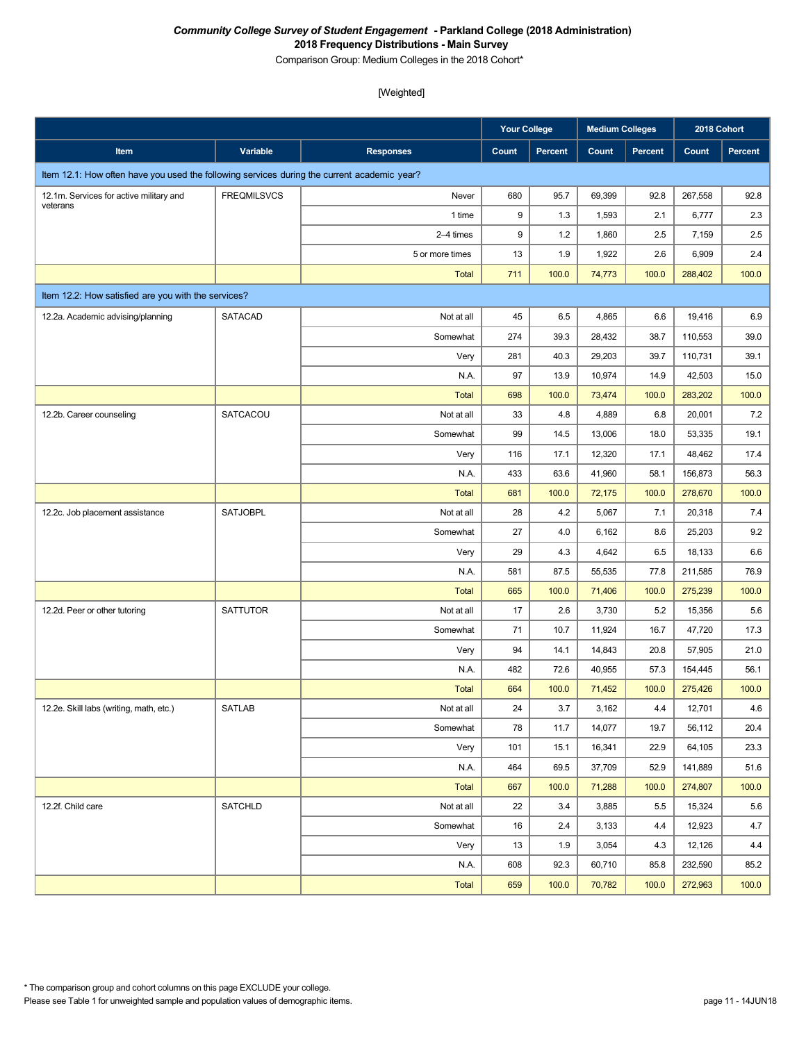***Community College Survey of Student Engagement* - Parkland College (2018 Administration)**
**2018 Frequency Distributions - Main Survey**
Comparison Group: Medium Colleges in the 2018 Cohort*

[Weighted]

| | | | Your College | | Medium Colleges | | 2018 Cohort | |
|---|---|---|---|---|---|---|---|---|
| **Item** | **Variable** | **Responses** | **Count** | **Percent** | **Count** | **Percent** | **Count** | **Percent** |
| Item 12.1: How often have you used the following services during the current academic year? | | | | | | | | |
| 12.1m. Services for active military and veterans | FREQMILSVCS | Never | 680 | 95.7 | 69,399 | 92.8 | 267,558 | 92.8 |
| | | 1 time | 9 | 1.3 | 1,593 | 2.1 | 6,777 | 2.3 |
| | | 2–4 times | 9 | 1.2 | 1,860 | 2.5 | 7,159 | 2.5 |
| | | 5 or more times | 13 | 1.9 | 1,922 | 2.6 | 6,909 | 2.4 |
| | | Total | 711 | 100.0 | 74,773 | 100.0 | 288,402 | 100.0 |
| Item 12.2: How satisfied are you with the services? | | | | | | | | |
| 12.2a. Academic advising/planning | SATACAD | Not at all | 45 | 6.5 | 4,865 | 6.6 | 19,416 | 6.9 |
| | | Somewhat | 274 | 39.3 | 28,432 | 38.7 | 110,553 | 39.0 |
| | | Very | 281 | 40.3 | 29,203 | 39.7 | 110,731 | 39.1 |
| | | N.A. | 97 | 13.9 | 10,974 | 14.9 | 42,503 | 15.0 |
| | | Total | 698 | 100.0 | 73,474 | 100.0 | 283,202 | 100.0 |
| 12.2b. Career counseling | SATCACOU | Not at all | 33 | 4.8 | 4,889 | 6.8 | 20,001 | 7.2 |
| | | Somewhat | 99 | 14.5 | 13,006 | 18.0 | 53,335 | 19.1 |
| | | Very | 116 | 17.1 | 12,320 | 17.1 | 48,462 | 17.4 |
| | | N.A. | 433 | 63.6 | 41,960 | 58.1 | 156,873 | 56.3 |
| | | Total | 681 | 100.0 | 72,175 | 100.0 | 278,670 | 100.0 |
| 12.2c. Job placement assistance | SATJOBPL | Not at all | 28 | 4.2 | 5,067 | 7.1 | 20,318 | 7.4 |
| | | Somewhat | 27 | 4.0 | 6,162 | 8.6 | 25,203 | 9.2 |
| | | Very | 29 | 4.3 | 4,642 | 6.5 | 18,133 | 6.6 |
| | | N.A. | 581 | 87.5 | 55,535 | 77.8 | 211,585 | 76.9 |
| | | Total | 665 | 100.0 | 71,406 | 100.0 | 275,239 | 100.0 |
| 12.2d. Peer or other tutoring | SATTUTOR | Not at all | 17 | 2.6 | 3,730 | 5.2 | 15,356 | 5.6 |
| | | Somewhat | 71 | 10.7 | 11,924 | 16.7 | 47,720 | 17.3 |
| | | Very | 94 | 14.1 | 14,843 | 20.8 | 57,905 | 21.0 |
| | | N.A. | 482 | 72.6 | 40,955 | 57.3 | 154,445 | 56.1 |
| | | Total | 664 | 100.0 | 71,452 | 100.0 | 275,426 | 100.0 |
| 12.2e. Skill labs (writing, math, etc.) | SATLAB | Not at all | 24 | 3.7 | 3,162 | 4.4 | 12,701 | 4.6 |
| | | Somewhat | 78 | 11.7 | 14,077 | 19.7 | 56,112 | 20.4 |
| | | Very | 101 | 15.1 | 16,341 | 22.9 | 64,105 | 23.3 |
| | | N.A. | 464 | 69.5 | 37,709 | 52.9 | 141,889 | 51.6 |
| | | Total | 667 | 100.0 | 71,288 | 100.0 | 274,807 | 100.0 |
| 12.2f. Child care | SATCHLD | Not at all | 22 | 3.4 | 3,885 | 5.5 | 15,324 | 5.6 |
| | | Somewhat | 16 | 2.4 | 3,133 | 4.4 | 12,923 | 4.7 |
| | | Very | 13 | 1.9 | 3,054 | 4.3 | 12,126 | 4.4 |
| | | N.A. | 608 | 92.3 | 60,710 | 85.8 | 232,590 | 85.2 |
| | | Total | 659 | 100.0 | 70,782 | 100.0 | 272,963 | 100.0 |

\* The comparison group and cohort columns on this page EXCLUDE your college.
Please see Table 1 for unweighted sample and population values of demographic items.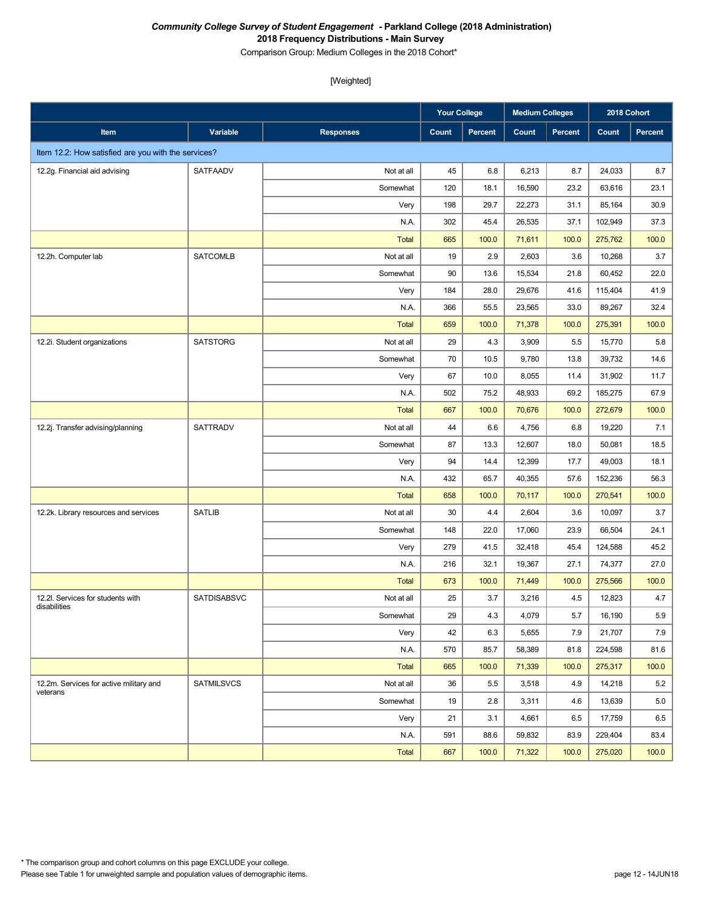***Community College Survey of Student Engagement* - Parkland College (2018 Administration)**

**2018 Frequency Distributions - Main Survey**

Comparison Group: Medium Colleges in the 2018 Cohort*

[Weighted]

| Item | Variable | Responses | Your College | | Medium Colleges | | 2018 Cohort | |
|---|---|---|---|---|---|---|---|---|
| | | | Count | Percent | Count | Percent | Count | Percent |
| Item 12.2: How satisfied are you with the services? | | | | | | | | |
| 12.2g. Financial aid advising | SATFAADV | Not at all | 45 | 6.8 | 6,213 | 8.7 | 24,033 | 8.7 |
| | | Somewhat | 120 | 18.1 | 16,590 | 23.2 | 63,616 | 23.1 |
| | | Very | 198 | 29.7 | 22,273 | 31.1 | 85,164 | 30.9 |
| | | N.A. | 302 | 45.4 | 26,535 | 37.1 | 102,949 | 37.3 |
| | | Total | 665 | 100.0 | 71,611 | 100.0 | 275,762 | 100.0 |
| 12.2h. Computer lab | SATCOMLB | Not at all | 19 | 2.9 | 2,603 | 3.6 | 10,268 | 3.7 |
| | | Somewhat | 90 | 13.6 | 15,534 | 21.8 | 60,452 | 22.0 |
| | | Very | 184 | 28.0 | 29,676 | 41.6 | 115,404 | 41.9 |
| | | N.A. | 366 | 55.5 | 23,565 | 33.0 | 89,267 | 32.4 |
| | | Total | 659 | 100.0 | 71,378 | 100.0 | 275,391 | 100.0 |
| 12.2i. Student organizations | SATSTORG | Not at all | 29 | 4.3 | 3,909 | 5.5 | 15,770 | 5.8 |
| | | Somewhat | 70 | 10.5 | 9,780 | 13.8 | 39,732 | 14.6 |
| | | Very | 67 | 10.0 | 8,055 | 11.4 | 31,902 | 11.7 |
| | | N.A. | 502 | 75.2 | 48,933 | 69.2 | 185,275 | 67.9 |
| | | Total | 667 | 100.0 | 70,676 | 100.0 | 272,679 | 100.0 |
| 12.2j. Transfer advising/planning | SATTRADV | Not at all | 44 | 6.6 | 4,756 | 6.8 | 19,220 | 7.1 |
| | | Somewhat | 87 | 13.3 | 12,607 | 18.0 | 50,081 | 18.5 |
| | | Very | 94 | 14.4 | 12,399 | 17.7 | 49,003 | 18.1 |
| | | N.A. | 432 | 65.7 | 40,355 | 57.6 | 152,236 | 56.3 |
| | | Total | 658 | 100.0 | 70,117 | 100.0 | 270,541 | 100.0 |
| 12.2k. Library resources and services | SATLIB | Not at all | 30 | 4.4 | 2,604 | 3.6 | 10,097 | 3.7 |
| | | Somewhat | 148 | 22.0 | 17,060 | 23.9 | 66,504 | 24.1 |
| | | Very | 279 | 41.5 | 32,418 | 45.4 | 124,588 | 45.2 |
| | | N.A. | 216 | 32.1 | 19,367 | 27.1 | 74,377 | 27.0 |
| | | Total | 673 | 100.0 | 71,449 | 100.0 | 275,566 | 100.0 |
| 12.2l. Services for students with disabilities | SATDISABSVC | Not at all | 25 | 3.7 | 3,216 | 4.5 | 12,823 | 4.7 |
| | | Somewhat | 29 | 4.3 | 4,079 | 5.7 | 16,190 | 5.9 |
| | | Very | 42 | 6.3 | 5,655 | 7.9 | 21,707 | 7.9 |
| | | N.A. | 570 | 85.7 | 58,389 | 81.8 | 224,598 | 81.6 |
| | | Total | 665 | 100.0 | 71,339 | 100.0 | 275,317 | 100.0 |
| 12.2m. Services for active military and veterans | SATMILSVCS | Not at all | 36 | 5.5 | 3,518 | 4.9 | 14,218 | 5.2 |
| | | Somewhat | 19 | 2.8 | 3,311 | 4.6 | 13,639 | 5.0 |
| | | Very | 21 | 3.1 | 4,661 | 6.5 | 17,759 | 6.5 |
| | | N.A. | 591 | 88.6 | 59,832 | 83.9 | 229,404 | 83.4 |
| | | Total | 667 | 100.0 | 71,322 | 100.0 | 275,020 | 100.0 |

* The comparison group and cohort columns on this page EXCLUDE your college.

Please see Table 1 for unweighted sample and population values of demographic items.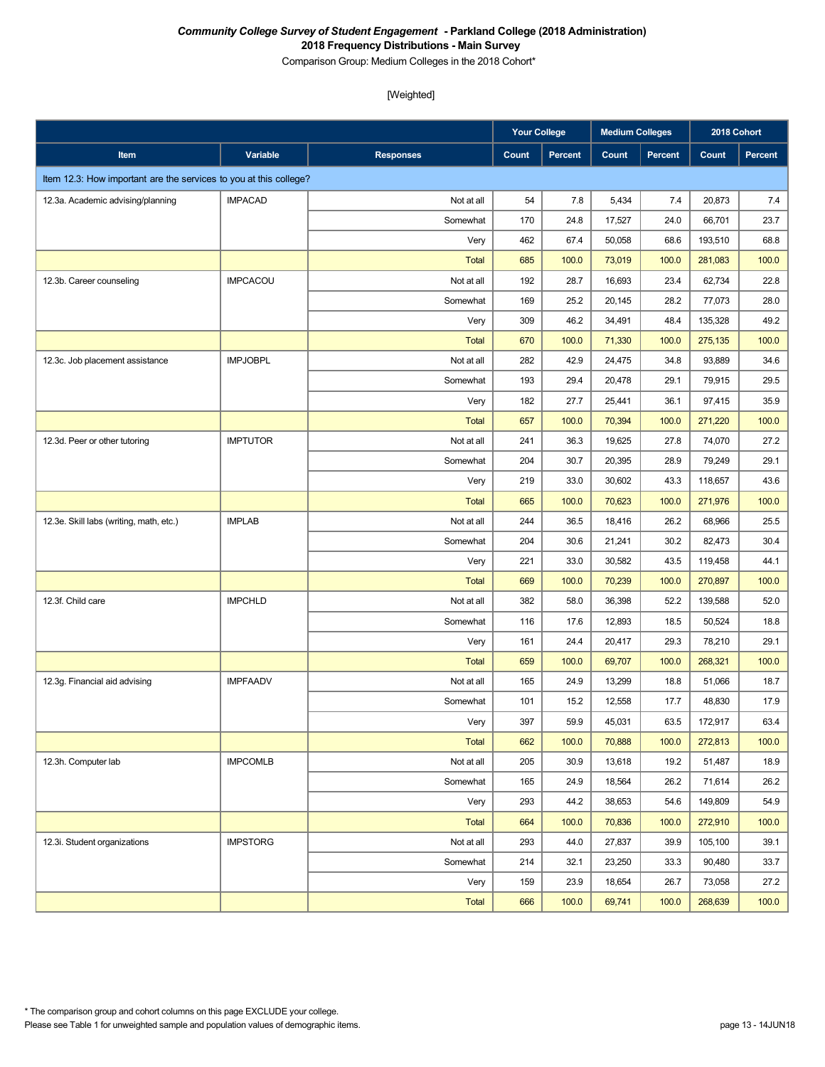***Community College Survey of Student Engagement* - Parkland College (2018 Administration)**
**2018 Frequency Distributions - Main Survey**
Comparison Group: Medium Colleges in the 2018 Cohort*

[Weighted]

| | | | Your College | | Medium Colleges | | 2018 Cohort | |
|---|---|---|---|---|---|---|---|---|
| Item | Variable | Responses | Count | Percent | Count | Percent | Count | Percent |
| Item 12.3: How important are the services to you at this college? | | | | | | | | |
| 12.3a. Academic advising/planning | IMPACAD | Not at all | 54 | 7.8 | 5,434 | 7.4 | 20,873 | 7.4 |
| | | Somewhat | 170 | 24.8 | 17,527 | 24.0 | 66,701 | 23.7 |
| | | Very | 462 | 67.4 | 50,058 | 68.6 | 193,510 | 68.8 |
| | | Total | 685 | 100.0 | 73,019 | 100.0 | 281,083 | 100.0 |
| 12.3b. Career counseling | IMPCACOU | Not at all | 192 | 28.7 | 16,693 | 23.4 | 62,734 | 22.8 |
| | | Somewhat | 169 | 25.2 | 20,145 | 28.2 | 77,073 | 28.0 |
| | | Very | 309 | 46.2 | 34,491 | 48.4 | 135,328 | 49.2 |
| | | Total | 670 | 100.0 | 71,330 | 100.0 | 275,135 | 100.0 |
| 12.3c. Job placement assistance | IMPJOBPL | Not at all | 282 | 42.9 | 24,475 | 34.8 | 93,889 | 34.6 |
| | | Somewhat | 193 | 29.4 | 20,478 | 29.1 | 79,915 | 29.5 |
| | | Very | 182 | 27.7 | 25,441 | 36.1 | 97,415 | 35.9 |
| | | Total | 657 | 100.0 | 70,394 | 100.0 | 271,220 | 100.0 |
| 12.3d. Peer or other tutoring | IMPTUTOR | Not at all | 241 | 36.3 | 19,625 | 27.8 | 74,070 | 27.2 |
| | | Somewhat | 204 | 30.7 | 20,395 | 28.9 | 79,249 | 29.1 |
| | | Very | 219 | 33.0 | 30,602 | 43.3 | 118,657 | 43.6 |
| | | Total | 665 | 100.0 | 70,623 | 100.0 | 271,976 | 100.0 |
| 12.3e. Skill labs (writing, math, etc.) | IMPLAB | Not at all | 244 | 36.5 | 18,416 | 26.2 | 68,966 | 25.5 |
| | | Somewhat | 204 | 30.6 | 21,241 | 30.2 | 82,473 | 30.4 |
| | | Very | 221 | 33.0 | 30,582 | 43.5 | 119,458 | 44.1 |
| | | Total | 669 | 100.0 | 70,239 | 100.0 | 270,897 | 100.0 |
| 12.3f. Child care | IMPCHLD | Not at all | 382 | 58.0 | 36,398 | 52.2 | 139,588 | 52.0 |
| | | Somewhat | 116 | 17.6 | 12,893 | 18.5 | 50,524 | 18.8 |
| | | Very | 161 | 24.4 | 20,417 | 29.3 | 78,210 | 29.1 |
| | | Total | 659 | 100.0 | 69,707 | 100.0 | 268,321 | 100.0 |
| 12.3g. Financial aid advising | IMPFAADV | Not at all | 165 | 24.9 | 13,299 | 18.8 | 51,066 | 18.7 |
| | | Somewhat | 101 | 15.2 | 12,558 | 17.7 | 48,830 | 17.9 |
| | | Very | 397 | 59.9 | 45,031 | 63.5 | 172,917 | 63.4 |
| | | Total | 662 | 100.0 | 70,888 | 100.0 | 272,813 | 100.0 |
| 12.3h. Computer lab | IMPCOMLB | Not at all | 205 | 30.9 | 13,618 | 19.2 | 51,487 | 18.9 |
| | | Somewhat | 165 | 24.9 | 18,564 | 26.2 | 71,614 | 26.2 |
| | | Very | 293 | 44.2 | 38,653 | 54.6 | 149,809 | 54.9 |
| | | Total | 664 | 100.0 | 70,836 | 100.0 | 272,910 | 100.0 |
| 12.3i. Student organizations | IMPSTORG | Not at all | 293 | 44.0 | 27,837 | 39.9 | 105,100 | 39.1 |
| | | Somewhat | 214 | 32.1 | 23,250 | 33.3 | 90,480 | 33.7 |
| | | Very | 159 | 23.9 | 18,654 | 26.7 | 73,058 | 27.2 |
| | | Total | 666 | 100.0 | 69,741 | 100.0 | 268,639 | 100.0 |

\* The comparison group and cohort columns on this page EXCLUDE your college.
Please see Table 1 for unweighted sample and population values of demographic items.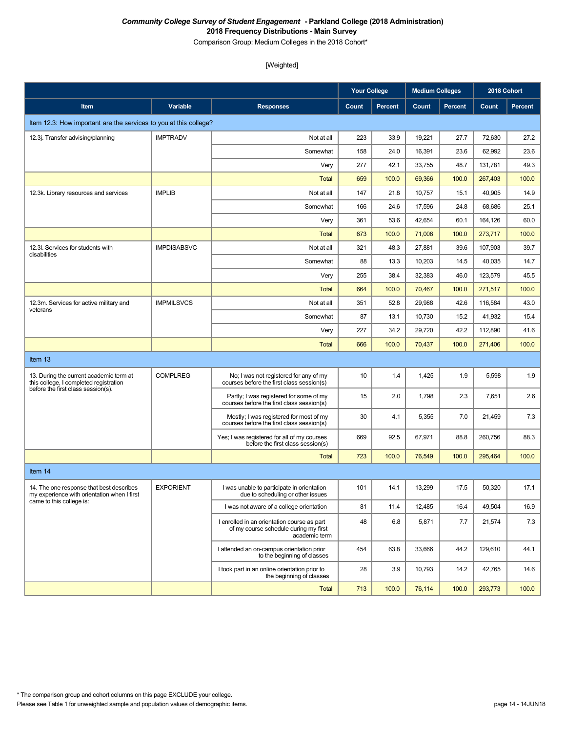***Community College Survey of Student Engagement* - Parkland College (2018 Administration)**
**2018 Frequency Distributions - Main Survey**
Comparison Group: Medium Colleges in the 2018 Cohort*

[Weighted]

| Item | Variable | Responses | Your College | | Medium Colleges | | 2018 Cohort | |
|---|---|---|---|---|---|---|---|---|
| | | | Count | Percent | Count | Percent | Count | Percent |
| Item 12.3: How important are the services to you at this college? | | | | | | | | |
| 12.3j. Transfer advising/planning | IMPTRADV | Not at all | 223 | 33.9 | 19,221 | 27.7 | 72,630 | 27.2 |
| | | Somewhat | 158 | 24.0 | 16,391 | 23.6 | 62,992 | 23.6 |
| | | Very | 277 | 42.1 | 33,755 | 48.7 | 131,781 | 49.3 |
| | | Total | 659 | 100.0 | 69,366 | 100.0 | 267,403 | 100.0 |
| 12.3k. Library resources and services | IMPLIB | Not at all | 147 | 21.8 | 10,757 | 15.1 | 40,905 | 14.9 |
| | | Somewhat | 166 | 24.6 | 17,596 | 24.8 | 68,686 | 25.1 |
| | | Very | 361 | 53.6 | 42,654 | 60.1 | 164,126 | 60.0 |
| | | Total | 673 | 100.0 | 71,006 | 100.0 | 273,717 | 100.0 |
| 12.3l. Services for students with disabilities | IMPDISABSVC | Not at all | 321 | 48.3 | 27,881 | 39.6 | 107,903 | 39.7 |
| | | Somewhat | 88 | 13.3 | 10,203 | 14.5 | 40,035 | 14.7 |
| | | Very | 255 | 38.4 | 32,383 | 46.0 | 123,579 | 45.5 |
| | | Total | 664 | 100.0 | 70,467 | 100.0 | 271,517 | 100.0 |
| 12.3m. Services for active military and veterans | IMPMILSVCS | Not at all | 351 | 52.8 | 29,988 | 42.6 | 116,584 | 43.0 |
| | | Somewhat | 87 | 13.1 | 10,730 | 15.2 | 41,932 | 15.4 |
| | | Very | 227 | 34.2 | 29,720 | 42.2 | 112,890 | 41.6 |
| | | Total | 666 | 100.0 | 70,437 | 100.0 | 271,406 | 100.0 |
| Item 13 | | | | | | | | |
| 13. During the current academic term at this college, I completed registration before the first class session(s). | COMPLREG | No; I was not registered for any of my courses before the first class session(s) | 10 | 1.4 | 1,425 | 1.9 | 5,598 | 1.9 |
| | | Partly; I was registered for some of my courses before the first class session(s) | 15 | 2.0 | 1,798 | 2.3 | 7,651 | 2.6 |
| | | Mostly; I was registered for most of my courses before the first class session(s) | 30 | 4.1 | 5,355 | 7.0 | 21,459 | 7.3 |
| | | Yes; I was registered for all of my courses before the first class session(s) | 669 | 92.5 | 67,971 | 88.8 | 260,756 | 88.3 |
| | | Total | 723 | 100.0 | 76,549 | 100.0 | 295,464 | 100.0 |
| Item 14 | | | | | | | | |
| 14. The one response that best describes my experience with orientation when I first came to this college is: | EXPORIENT | I was unable to participate in orientation due to scheduling or other issues | 101 | 14.1 | 13,299 | 17.5 | 50,320 | 17.1 |
| | | I was not aware of a college orientation | 81 | 11.4 | 12,485 | 16.4 | 49,504 | 16.9 |
| | | I enrolled in an orientation course as part of my course schedule during my first academic term | 48 | 6.8 | 5,871 | 7.7 | 21,574 | 7.3 |
| | | I attended an on-campus orientation prior to the beginning of classes | 454 | 63.8 | 33,666 | 44.2 | 129,610 | 44.1 |
| | | I took part in an online orientation prior to the beginning of classes | 28 | 3.9 | 10,793 | 14.2 | 42,765 | 14.6 |
| | | Total | 713 | 100.0 | 76,114 | 100.0 | 293,773 | 100.0 |

\* The comparison group and cohort columns on this page EXCLUDE your college.
Please see Table 1 for unweighted sample and population values of demographic items.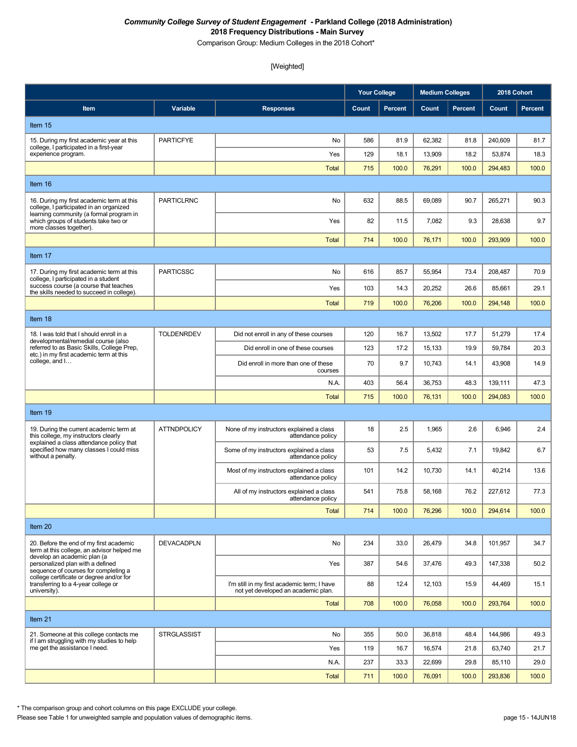***Community College Survey of Student Engagement*  - Parkland College (2018 Administration)**
**2018 Frequency Distributions - Main Survey**
Comparison Group: Medium Colleges in the 2018 Cohort*

[Weighted]

| | | | Your College | | Medium Colleges | | 2018 Cohort | |
|---|---|---|---|---|---|---|---|---|
| **Item** | **Variable** | **Responses** | **Count** | **Percent** | **Count** | **Percent** | **Count** | **Percent** |
| **Item 15** | | | | | | | | |
| 15. During my first academic year at this college, I participated in a first-year experience program. | PARTICFYE | No | 586 | 81.9 | 62,382 | 81.8 | 240,609 | 81.7 |
| | | Yes | 129 | 18.1 | 13,909 | 18.2 | 53,874 | 18.3 |
| | | Total | 715 | 100.0 | 76,291 | 100.0 | 294,483 | 100.0 |
| **Item 16** | | | | | | | | |
| 16. During my first academic term at this college, I participated in an organized learning community (a formal program in which groups of students take two or more classes together). | PARTICLRNC | No | 632 | 88.5 | 69,089 | 90.7 | 265,271 | 90.3 |
| | | Yes | 82 | 11.5 | 7,082 | 9.3 | 28,638 | 9.7 |
| | | Total | 714 | 100.0 | 76,171 | 100.0 | 293,909 | 100.0 |
| **Item 17** | | | | | | | | |
| 17. During my first academic term at this college, I participated in a student success course (a course that teaches the skills needed to succeed in college). | PARTICSSC | No | 616 | 85.7 | 55,954 | 73.4 | 208,487 | 70.9 |
| | | Yes | 103 | 14.3 | 20,252 | 26.6 | 85,661 | 29.1 |
| | | Total | 719 | 100.0 | 76,206 | 100.0 | 294,148 | 100.0 |
| **Item 18** | | | | | | | | |
| 18. I was told that I should enroll in a developmental/remedial course (also referred to as Basic Skills, College Prep, etc.) in my first academic term at this college, and I… | TOLDENRDEV | Did not enroll in any of these courses | 120 | 16.7 | 13,502 | 17.7 | 51,279 | 17.4 |
| | | Did enroll in one of these courses | 123 | 17.2 | 15,133 | 19.9 | 59,784 | 20.3 |
| | | Did enroll in more than one of these courses | 70 | 9.7 | 10,743 | 14.1 | 43,908 | 14.9 |
| | | N.A. | 403 | 56.4 | 36,753 | 48.3 | 139,111 | 47.3 |
| | | Total | 715 | 100.0 | 76,131 | 100.0 | 294,083 | 100.0 |
| **Item 19** | | | | | | | | |
| 19. During the current academic term at this college, my instructors clearly explained a class attendance policy that specified how many classes I could miss without a penalty. | ATTNDPOLICY | None of my instructors explained a class attendance policy | 18 | 2.5 | 1,965 | 2.6 | 6,946 | 2.4 |
| | | Some of my instructors explained a class attendance policy | 53 | 7.5 | 5,432 | 7.1 | 19,842 | 6.7 |
| | | Most of my instructors explained a class attendance policy | 101 | 14.2 | 10,730 | 14.1 | 40,214 | 13.6 |
| | | All of my instructors explained a class attendance policy | 541 | 75.8 | 58,168 | 76.2 | 227,612 | 77.3 |
| | | Total | 714 | 100.0 | 76,296 | 100.0 | 294,614 | 100.0 |
| **Item 20** | | | | | | | | |
| 20. Before the end of my first academic term at this college, an advisor helped me develop an academic plan (a personalized plan with a defined sequence of courses for completing a college certificate or degree and/or for transferring to a 4-year college or university). | DEVACADPLN | No | 234 | 33.0 | 26,479 | 34.8 | 101,957 | 34.7 |
| | | Yes | 387 | 54.6 | 37,476 | 49.3 | 147,338 | 50.2 |
| | | I'm still in my first academic term; I have not yet developed an academic plan. | 88 | 12.4 | 12,103 | 15.9 | 44,469 | 15.1 |
| | | Total | 708 | 100.0 | 76,058 | 100.0 | 293,764 | 100.0 |
| **Item 21** | | | | | | | | |
| 21. Someone at this college contacts me if I am struggling with my studies to help me get the assistance I need. | STRGLASSIST | No | 355 | 50.0 | 36,818 | 48.4 | 144,986 | 49.3 |
| | | Yes | 119 | 16.7 | 16,574 | 21.8 | 63,740 | 21.7 |
| | | N.A. | 237 | 33.3 | 22,699 | 29.8 | 85,110 | 29.0 |
| | | Total | 711 | 100.0 | 76,091 | 100.0 | 293,836 | 100.0 |

* The comparison group and cohort columns on this page EXCLUDE your college.
Please see Table 1 for unweighted sample and population values of demographic items.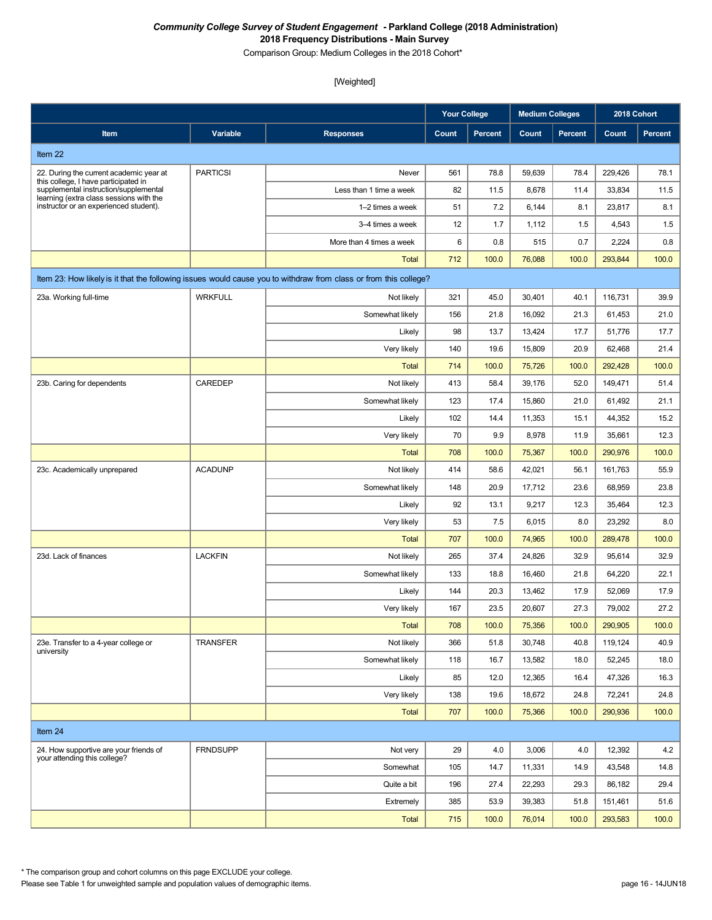***Community College Survey of Student Engagement* - Parkland College (2018 Administration)**
**2018 Frequency Distributions - Main Survey**
Comparison Group: Medium Colleges in the 2018 Cohort*

[Weighted]

| | | | Your College | | Medium Colleges | | 2018 Cohort | |
|---|---|---|---|---|---|---|---|---|
| **Item** | **Variable** | **Responses** | **Count** | **Percent** | **Count** | **Percent** | **Count** | **Percent** |
| Item 22 | | | | | | | | |
| 22. During the current academic year at this college, I have participated in supplemental instruction/supplemental learning (extra class sessions with the instructor or an experienced student). | PARTICSI | Never | 561 | 78.8 | 59,639 | 78.4 | 229,426 | 78.1 |
| | | Less than 1 time a week | 82 | 11.5 | 8,678 | 11.4 | 33,834 | 11.5 |
| | | 1–2 times a week | 51 | 7.2 | 6,144 | 8.1 | 23,817 | 8.1 |
| | | 3–4 times a week | 12 | 1.7 | 1,112 | 1.5 | 4,543 | 1.5 |
| | | More than 4 times a week | 6 | 0.8 | 515 | 0.7 | 2,224 | 0.8 |
| | | Total | 712 | 100.0 | 76,088 | 100.0 | 293,844 | 100.0 |
| Item 23: How likely is it that the following issues would cause you to withdraw from class or from this college? | | | | | | | | |
| 23a. Working full-time | WRKFULL | Not likely | 321 | 45.0 | 30,401 | 40.1 | 116,731 | 39.9 |
| | | Somewhat likely | 156 | 21.8 | 16,092 | 21.3 | 61,453 | 21.0 |
| | | Likely | 98 | 13.7 | 13,424 | 17.7 | 51,776 | 17.7 |
| | | Very likely | 140 | 19.6 | 15,809 | 20.9 | 62,468 | 21.4 |
| | | Total | 714 | 100.0 | 75,726 | 100.0 | 292,428 | 100.0 |
| 23b. Caring for dependents | CAREDEP | Not likely | 413 | 58.4 | 39,176 | 52.0 | 149,471 | 51.4 |
| | | Somewhat likely | 123 | 17.4 | 15,860 | 21.0 | 61,492 | 21.1 |
| | | Likely | 102 | 14.4 | 11,353 | 15.1 | 44,352 | 15.2 |
| | | Very likely | 70 | 9.9 | 8,978 | 11.9 | 35,661 | 12.3 |
| | | Total | 708 | 100.0 | 75,367 | 100.0 | 290,976 | 100.0 |
| 23c. Academically unprepared | ACADUNP | Not likely | 414 | 58.6 | 42,021 | 56.1 | 161,763 | 55.9 |
| | | Somewhat likely | 148 | 20.9 | 17,712 | 23.6 | 68,959 | 23.8 |
| | | Likely | 92 | 13.1 | 9,217 | 12.3 | 35,464 | 12.3 |
| | | Very likely | 53 | 7.5 | 6,015 | 8.0 | 23,292 | 8.0 |
| | | Total | 707 | 100.0 | 74,965 | 100.0 | 289,478 | 100.0 |
| 23d. Lack of finances | LACKFIN | Not likely | 265 | 37.4 | 24,826 | 32.9 | 95,614 | 32.9 |
| | | Somewhat likely | 133 | 18.8 | 16,460 | 21.8 | 64,220 | 22.1 |
| | | Likely | 144 | 20.3 | 13,462 | 17.9 | 52,069 | 17.9 |
| | | Very likely | 167 | 23.5 | 20,607 | 27.3 | 79,002 | 27.2 |
| | | Total | 708 | 100.0 | 75,356 | 100.0 | 290,905 | 100.0 |
| 23e. Transfer to a 4-year college or university | TRANSFER | Not likely | 366 | 51.8 | 30,748 | 40.8 | 119,124 | 40.9 |
| | | Somewhat likely | 118 | 16.7 | 13,582 | 18.0 | 52,245 | 18.0 |
| | | Likely | 85 | 12.0 | 12,365 | 16.4 | 47,326 | 16.3 |
| | | Very likely | 138 | 19.6 | 18,672 | 24.8 | 72,241 | 24.8 |
| | | Total | 707 | 100.0 | 75,366 | 100.0 | 290,936 | 100.0 |
| Item 24 | | | | | | | | |
| 24. How supportive are your friends of your attending this college? | FRNDSUPP | Not very | 29 | 4.0 | 3,006 | 4.0 | 12,392 | 4.2 |
| | | Somewhat | 105 | 14.7 | 11,331 | 14.9 | 43,548 | 14.8 |
| | | Quite a bit | 196 | 27.4 | 22,293 | 29.3 | 86,182 | 29.4 |
| | | Extremely | 385 | 53.9 | 39,383 | 51.8 | 151,461 | 51.6 |
| | | Total | 715 | 100.0 | 76,014 | 100.0 | 293,583 | 100.0 |

* The comparison group and cohort columns on this page EXCLUDE your college.
Please see Table 1 for unweighted sample and population values of demographic items.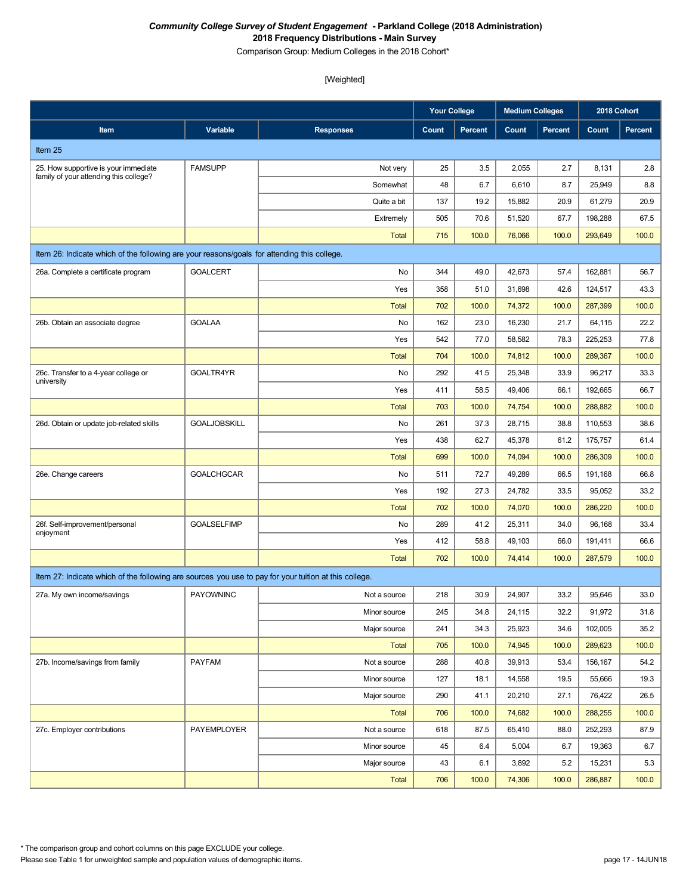***Community College Survey of Student Engagement* - Parkland College (2018 Administration)**
**2018 Frequency Distributions - Main Survey**
Comparison Group: Medium Colleges in the 2018 Cohort*

[Weighted]

| | | | Your College | | Medium Colleges | | 2018 Cohort | |
|---|---|---|---|---|---|---|---|---|
| **Item** | **Variable** | **Responses** | **Count** | **Percent** | **Count** | **Percent** | **Count** | **Percent** |
| Item 25 | | | | | | | | |
| 25. How supportive is your immediate family of your attending this college? | FAMSUPP | Not very | 25 | 3.5 | 2,055 | 2.7 | 8,131 | 2.8 |
| | | Somewhat | 48 | 6.7 | 6,610 | 8.7 | 25,949 | 8.8 |
| | | Quite a bit | 137 | 19.2 | 15,882 | 20.9 | 61,279 | 20.9 |
| | | Extremely | 505 | 70.6 | 51,520 | 67.7 | 198,288 | 67.5 |
| | | Total | 715 | 100.0 | 76,066 | 100.0 | 293,649 | 100.0 |
| Item 26: Indicate which of the following are your reasons/goals for attending this college. | | | | | | | | |
| 26a. Complete a certificate program | GOALCERT | No | 344 | 49.0 | 42,673 | 57.4 | 162,881 | 56.7 |
| | | Yes | 358 | 51.0 | 31,698 | 42.6 | 124,517 | 43.3 |
| | | Total | 702 | 100.0 | 74,372 | 100.0 | 287,399 | 100.0 |
| 26b. Obtain an associate degree | GOALAA | No | 162 | 23.0 | 16,230 | 21.7 | 64,115 | 22.2 |
| | | Yes | 542 | 77.0 | 58,582 | 78.3 | 225,253 | 77.8 |
| | | Total | 704 | 100.0 | 74,812 | 100.0 | 289,367 | 100.0 |
| 26c. Transfer to a 4-year college or university | GOALTR4YR | No | 292 | 41.5 | 25,348 | 33.9 | 96,217 | 33.3 |
| | | Yes | 411 | 58.5 | 49,406 | 66.1 | 192,665 | 66.7 |
| | | Total | 703 | 100.0 | 74,754 | 100.0 | 288,882 | 100.0 |
| 26d. Obtain or update job-related skills | GOALJOBSKILL | No | 261 | 37.3 | 28,715 | 38.8 | 110,553 | 38.6 |
| | | Yes | 438 | 62.7 | 45,378 | 61.2 | 175,757 | 61.4 |
| | | Total | 699 | 100.0 | 74,094 | 100.0 | 286,309 | 100.0 |
| 26e. Change careers | GOALCHGCAR | No | 511 | 72.7 | 49,289 | 66.5 | 191,168 | 66.8 |
| | | Yes | 192 | 27.3 | 24,782 | 33.5 | 95,052 | 33.2 |
| | | Total | 702 | 100.0 | 74,070 | 100.0 | 286,220 | 100.0 |
| 26f. Self-improvement/personal enjoyment | GOALSELFIMP | No | 289 | 41.2 | 25,311 | 34.0 | 96,168 | 33.4 |
| | | Yes | 412 | 58.8 | 49,103 | 66.0 | 191,411 | 66.6 |
| | | Total | 702 | 100.0 | 74,414 | 100.0 | 287,579 | 100.0 |
| Item 27: Indicate which of the following are sources you use to pay for your tuition at this college. | | | | | | | | |
| 27a. My own income/savings | PAYOWNINC | Not a source | 218 | 30.9 | 24,907 | 33.2 | 95,646 | 33.0 |
| | | Minor source | 245 | 34.8 | 24,115 | 32.2 | 91,972 | 31.8 |
| | | Major source | 241 | 34.3 | 25,923 | 34.6 | 102,005 | 35.2 |
| | | Total | 705 | 100.0 | 74,945 | 100.0 | 289,623 | 100.0 |
| 27b. Income/savings from family | PAYFAM | Not a source | 288 | 40.8 | 39,913 | 53.4 | 156,167 | 54.2 |
| | | Minor source | 127 | 18.1 | 14,558 | 19.5 | 55,666 | 19.3 |
| | | Major source | 290 | 41.1 | 20,210 | 27.1 | 76,422 | 26.5 |
| | | Total | 706 | 100.0 | 74,682 | 100.0 | 288,255 | 100.0 |
| 27c. Employer contributions | PAYEMPLOYER | Not a source | 618 | 87.5 | 65,410 | 88.0 | 252,293 | 87.9 |
| | | Minor source | 45 | 6.4 | 5,004 | 6.7 | 19,363 | 6.7 |
| | | Major source | 43 | 6.1 | 3,892 | 5.2 | 15,231 | 5.3 |
| | | Total | 706 | 100.0 | 74,306 | 100.0 | 286,887 | 100.0 |

* The comparison group and cohort columns on this page EXCLUDE your college.
Please see Table 1 for unweighted sample and population values of demographic items.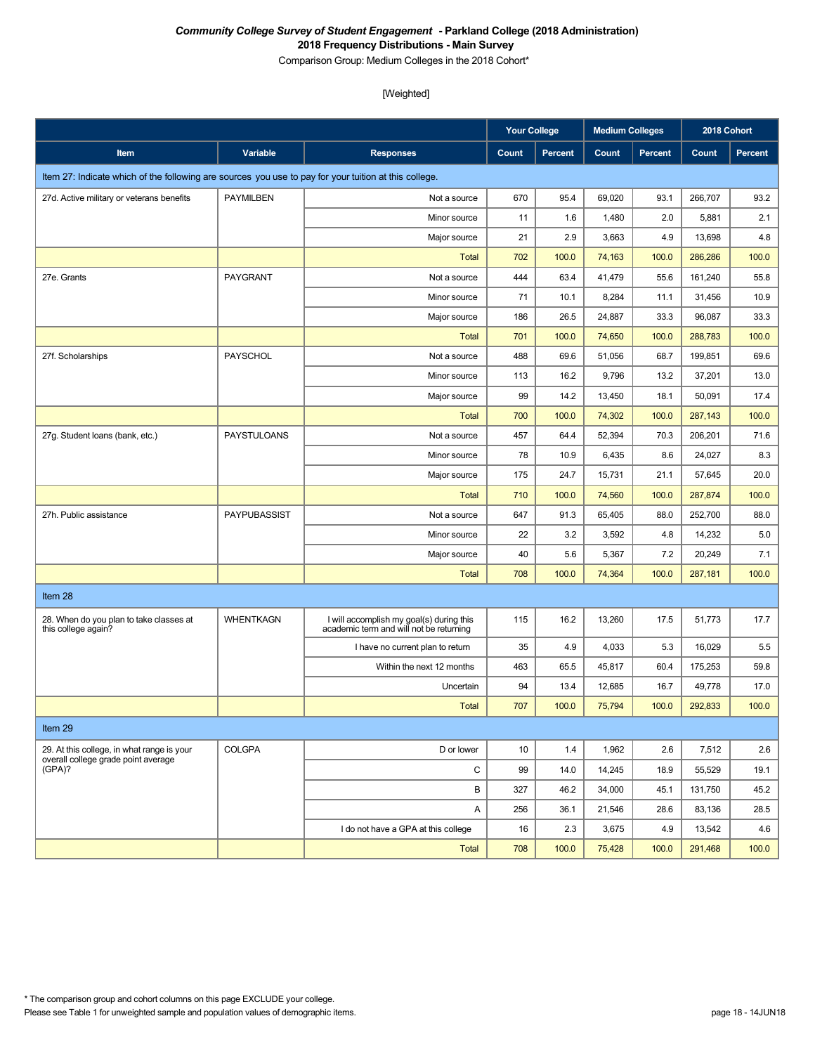***Community College Survey of Student Engagement* - Parkland College (2018 Administration)**
**2018 Frequency Distributions - Main Survey**
Comparison Group: Medium Colleges in the 2018 Cohort*

[Weighted]

| | | | Your College | | Medium Colleges | | 2018 Cohort | |
|---|---|---|---|---|---|---|---|---|
| **Item** | **Variable** | **Responses** | **Count** | **Percent** | **Count** | **Percent** | **Count** | **Percent** |
| Item 27: Indicate which of the following are sources you use to pay for your tuition at this college. | | | | | | | | |
| 27d. Active military or veterans benefits | PAYMILBEN | Not a source | 670 | 95.4 | 69,020 | 93.1 | 266,707 | 93.2 |
| | | Minor source | 11 | 1.6 | 1,480 | 2.0 | 5,881 | 2.1 |
| | | Major source | 21 | 2.9 | 3,663 | 4.9 | 13,698 | 4.8 |
| | | Total | 702 | 100.0 | 74,163 | 100.0 | 286,286 | 100.0 |
| 27e. Grants | PAYGRANT | Not a source | 444 | 63.4 | 41,479 | 55.6 | 161,240 | 55.8 |
| | | Minor source | 71 | 10.1 | 8,284 | 11.1 | 31,456 | 10.9 |
| | | Major source | 186 | 26.5 | 24,887 | 33.3 | 96,087 | 33.3 |
| | | Total | 701 | 100.0 | 74,650 | 100.0 | 288,783 | 100.0 |
| 27f. Scholarships | PAYSCHOL | Not a source | 488 | 69.6 | 51,056 | 68.7 | 199,851 | 69.6 |
| | | Minor source | 113 | 16.2 | 9,796 | 13.2 | 37,201 | 13.0 |
| | | Major source | 99 | 14.2 | 13,450 | 18.1 | 50,091 | 17.4 |
| | | Total | 700 | 100.0 | 74,302 | 100.0 | 287,143 | 100.0 |
| 27g. Student loans (bank, etc.) | PAYSTULOANS | Not a source | 457 | 64.4 | 52,394 | 70.3 | 206,201 | 71.6 |
| | | Minor source | 78 | 10.9 | 6,435 | 8.6 | 24,027 | 8.3 |
| | | Major source | 175 | 24.7 | 15,731 | 21.1 | 57,645 | 20.0 |
| | | Total | 710 | 100.0 | 74,560 | 100.0 | 287,874 | 100.0 |
| 27h. Public assistance | PAYPUBASSIST | Not a source | 647 | 91.3 | 65,405 | 88.0 | 252,700 | 88.0 |
| | | Minor source | 22 | 3.2 | 3,592 | 4.8 | 14,232 | 5.0 |
| | | Major source | 40 | 5.6 | 5,367 | 7.2 | 20,249 | 7.1 |
| | | Total | 708 | 100.0 | 74,364 | 100.0 | 287,181 | 100.0 |
| Item 28 | | | | | | | | |
| 28. When do you plan to take classes at this college again? | WHENTKAGN | I will accomplish my goal(s) during this academic term and will not be returning | 115 | 16.2 | 13,260 | 17.5 | 51,773 | 17.7 |
| | | I have no current plan to return | 35 | 4.9 | 4,033 | 5.3 | 16,029 | 5.5 |
| | | Within the next 12 months | 463 | 65.5 | 45,817 | 60.4 | 175,253 | 59.8 |
| | | Uncertain | 94 | 13.4 | 12,685 | 16.7 | 49,778 | 17.0 |
| | | Total | 707 | 100.0 | 75,794 | 100.0 | 292,833 | 100.0 |
| Item 29 | | | | | | | | |
| 29. At this college, in what range is your overall college grade point average (GPA)? | COLGPA | D or lower | 10 | 1.4 | 1,962 | 2.6 | 7,512 | 2.6 |
| | | C | 99 | 14.0 | 14,245 | 18.9 | 55,529 | 19.1 |
| | | B | 327 | 46.2 | 34,000 | 45.1 | 131,750 | 45.2 |
| | | A | 256 | 36.1 | 21,546 | 28.6 | 83,136 | 28.5 |
| | | I do not have a GPA at this college | 16 | 2.3 | 3,675 | 4.9 | 13,542 | 4.6 |
| | | Total | 708 | 100.0 | 75,428 | 100.0 | 291,468 | 100.0 |

* The comparison group and cohort columns on this page EXCLUDE your college.
Please see Table 1 for unweighted sample and population values of demographic items.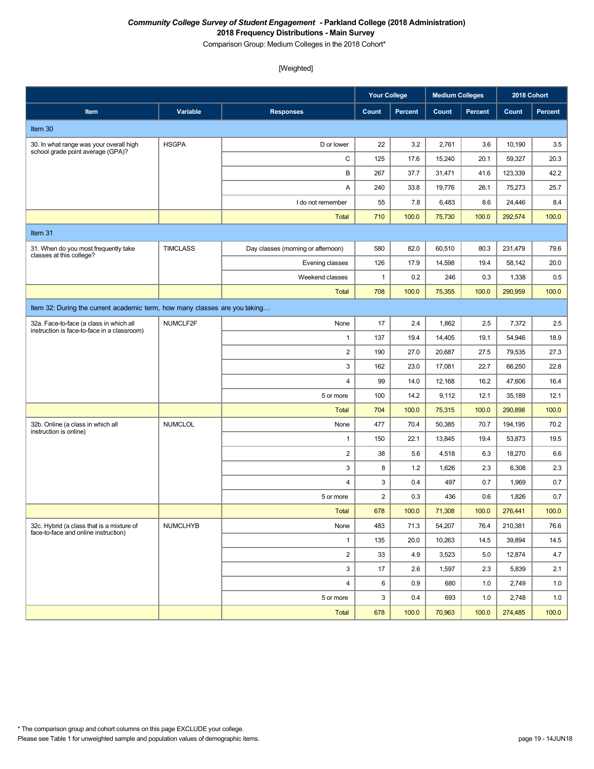***Community College Survey of Student Engagement* - Parkland College (2018 Administration)**
**2018 Frequency Distributions - Main Survey**
Comparison Group: Medium Colleges in the 2018 Cohort*

[Weighted]

| Item | Variable | Responses | Your College | | Medium Colleges | | 2018 Cohort | |
|---|---|---|---|---|---|---|---|---|
| | | | Count | Percent | Count | Percent | Count | Percent |
| Item 30 | | | | | | | | |
| 30. In what range was your overall high school grade point average (GPA)? | HSGPA | D or lower | 22 | 3.2 | 2,761 | 3.6 | 10,190 | 3.5 |
| | | C | 125 | 17.6 | 15,240 | 20.1 | 59,327 | 20.3 |
| | | B | 267 | 37.7 | 31,471 | 41.6 | 123,339 | 42.2 |
| | | A | 240 | 33.8 | 19,776 | 26.1 | 75,273 | 25.7 |
| | | I do not remember | 55 | 7.8 | 6,483 | 8.6 | 24,446 | 8.4 |
| | | Total | 710 | 100.0 | 75,730 | 100.0 | 292,574 | 100.0 |
| Item 31 | | | | | | | | |
| 31. When do you most frequently take classes at this college? | TIMCLASS | Day classes (morning or afternoon) | 580 | 82.0 | 60,510 | 80.3 | 231,479 | 79.6 |
| | | Evening classes | 126 | 17.9 | 14,598 | 19.4 | 58,142 | 20.0 |
| | | Weekend classes | 1 | 0.2 | 246 | 0.3 | 1,338 | 0.5 |
| | | Total | 708 | 100.0 | 75,355 | 100.0 | 290,959 | 100.0 |
| Item 32: During the current academic term, how many classes are you taking… | | | | | | | | |
| 32a. Face-to-face (a class in which all instruction is face-to-face in a classroom) | NUMCLF2F | None | 17 | 2.4 | 1,862 | 2.5 | 7,372 | 2.5 |
| | | 1 | 137 | 19.4 | 14,405 | 19.1 | 54,946 | 18.9 |
| | | 2 | 190 | 27.0 | 20,687 | 27.5 | 79,535 | 27.3 |
| | | 3 | 162 | 23.0 | 17,081 | 22.7 | 66,250 | 22.8 |
| | | 4 | 99 | 14.0 | 12,168 | 16.2 | 47,606 | 16.4 |
| | | 5 or more | 100 | 14.2 | 9,112 | 12.1 | 35,189 | 12.1 |
| | | Total | 704 | 100.0 | 75,315 | 100.0 | 290,898 | 100.0 |
| 32b. Online (a class in which all instruction is online) | NUMCLOL | None | 477 | 70.4 | 50,385 | 70.7 | 194,195 | 70.2 |
| | | 1 | 150 | 22.1 | 13,845 | 19.4 | 53,873 | 19.5 |
| | | 2 | 38 | 5.6 | 4,518 | 6.3 | 18,270 | 6.6 |
| | | 3 | 8 | 1.2 | 1,626 | 2.3 | 6,308 | 2.3 |
| | | 4 | 3 | 0.4 | 497 | 0.7 | 1,969 | 0.7 |
| | | 5 or more | 2 | 0.3 | 436 | 0.6 | 1,826 | 0.7 |
| | | Total | 678 | 100.0 | 71,308 | 100.0 | 276,441 | 100.0 |
| 32c. Hybrid (a class that is a mixture of face-to-face and online instruction) | NUMCLHYB | None | 483 | 71.3 | 54,207 | 76.4 | 210,381 | 76.6 |
| | | 1 | 135 | 20.0 | 10,263 | 14.5 | 39,894 | 14.5 |
| | | 2 | 33 | 4.9 | 3,523 | 5.0 | 12,874 | 4.7 |
| | | 3 | 17 | 2.6 | 1,597 | 2.3 | 5,839 | 2.1 |
| | | 4 | 6 | 0.9 | 680 | 1.0 | 2,749 | 1.0 |
| | | 5 or more | 3 | 0.4 | 693 | 1.0 | 2,748 | 1.0 |
| | | Total | 678 | 100.0 | 70,963 | 100.0 | 274,485 | 100.0 |

\* The comparison group and cohort columns on this page EXCLUDE your college.
Please see Table 1 for unweighted sample and population values of demographic items.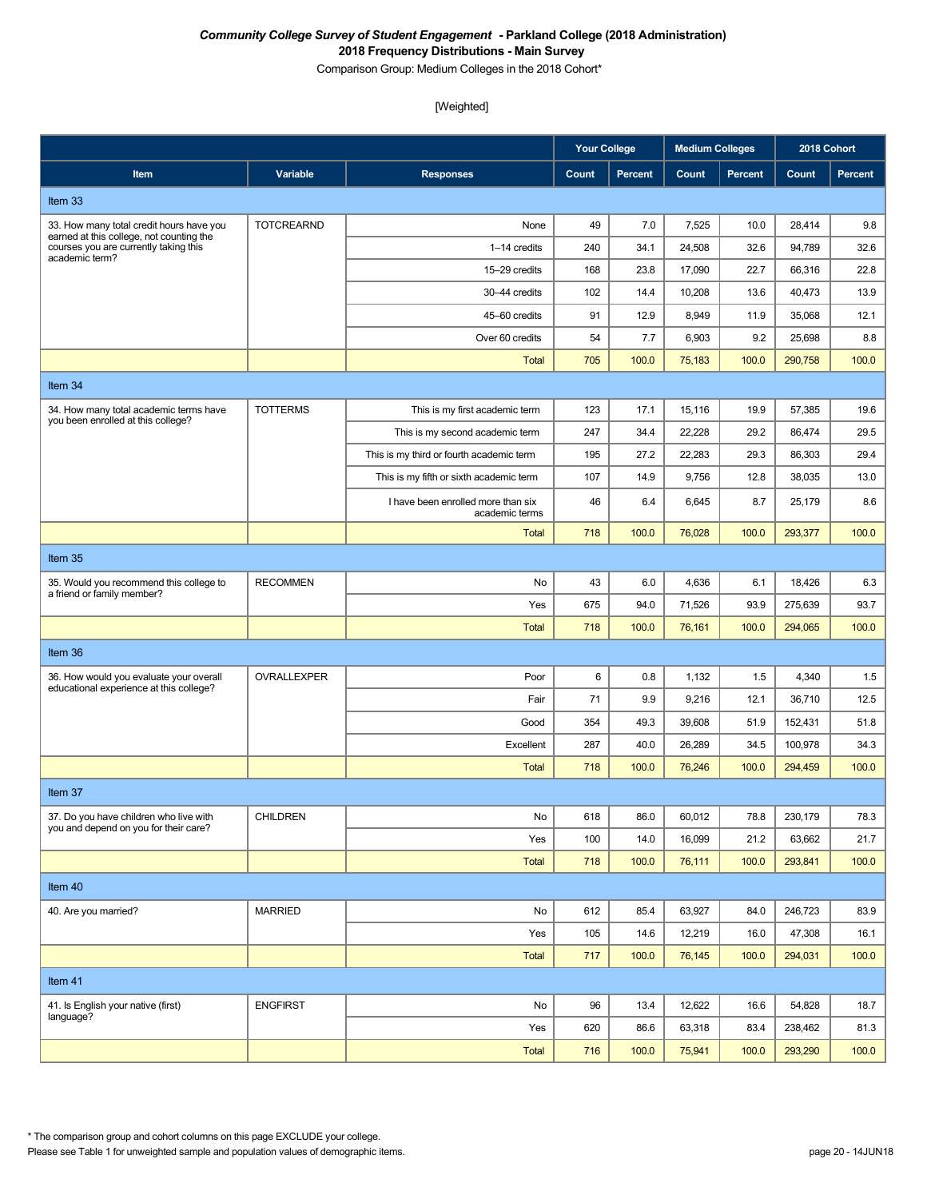***Community College Survey of Student Engagement* - Parkland College (2018 Administration)**
**2018 Frequency Distributions - Main Survey**
Comparison Group: Medium Colleges in the 2018 Cohort*

[Weighted]

| | | | Your College | | Medium Colleges | | 2018 Cohort | |
|---|---|---|---|---|---|---|---|---|
| **Item** | **Variable** | **Responses** | **Count** | **Percent** | **Count** | **Percent** | **Count** | **Percent** |
| Item 33 | | | | | | | | |
| 33. How many total credit hours have you earned at this college, not counting the courses you are currently taking this academic term? | TOTCREARND | None | 49 | 7.0 | 7,525 | 10.0 | 28,414 | 9.8 |
| | | 1–14 credits | 240 | 34.1 | 24,508 | 32.6 | 94,789 | 32.6 |
| | | 15–29 credits | 168 | 23.8 | 17,090 | 22.7 | 66,316 | 22.8 |
| | | 30–44 credits | 102 | 14.4 | 10,208 | 13.6 | 40,473 | 13.9 |
| | | 45–60 credits | 91 | 12.9 | 8,949 | 11.9 | 35,068 | 12.1 |
| | | Over 60 credits | 54 | 7.7 | 6,903 | 9.2 | 25,698 | 8.8 |
| | | Total | 705 | 100.0 | 75,183 | 100.0 | 290,758 | 100.0 |
| Item 34 | | | | | | | | |
| 34. How many total academic terms have you been enrolled at this college? | TOTTERMS | This is my first academic term | 123 | 17.1 | 15,116 | 19.9 | 57,385 | 19.6 |
| | | This is my second academic term | 247 | 34.4 | 22,228 | 29.2 | 86,474 | 29.5 |
| | | This is my third or fourth academic term | 195 | 27.2 | 22,283 | 29.3 | 86,303 | 29.4 |
| | | This is my fifth or sixth academic term | 107 | 14.9 | 9,756 | 12.8 | 38,035 | 13.0 |
| | | I have been enrolled more than six academic terms | 46 | 6.4 | 6,645 | 8.7 | 25,179 | 8.6 |
| | | Total | 718 | 100.0 | 76,028 | 100.0 | 293,377 | 100.0 |
| Item 35 | | | | | | | | |
| 35. Would you recommend this college to a friend or family member? | RECOMMEN | No | 43 | 6.0 | 4,636 | 6.1 | 18,426 | 6.3 |
| | | Yes | 675 | 94.0 | 71,526 | 93.9 | 275,639 | 93.7 |
| | | Total | 718 | 100.0 | 76,161 | 100.0 | 294,065 | 100.0 |
| Item 36 | | | | | | | | |
| 36. How would you evaluate your overall educational experience at this college? | OVRALLEXPER | Poor | 6 | 0.8 | 1,132 | 1.5 | 4,340 | 1.5 |
| | | Fair | 71 | 9.9 | 9,216 | 12.1 | 36,710 | 12.5 |
| | | Good | 354 | 49.3 | 39,608 | 51.9 | 152,431 | 51.8 |
| | | Excellent | 287 | 40.0 | 26,289 | 34.5 | 100,978 | 34.3 |
| | | Total | 718 | 100.0 | 76,246 | 100.0 | 294,459 | 100.0 |
| Item 37 | | | | | | | | |
| 37. Do you have children who live with you and depend on you for their care? | CHILDREN | No | 618 | 86.0 | 60,012 | 78.8 | 230,179 | 78.3 |
| | | Yes | 100 | 14.0 | 16,099 | 21.2 | 63,662 | 21.7 |
| | | Total | 718 | 100.0 | 76,111 | 100.0 | 293,841 | 100.0 |
| Item 40 | | | | | | | | |
| 40. Are you married? | MARRIED | No | 612 | 85.4 | 63,927 | 84.0 | 246,723 | 83.9 |
| | | Yes | 105 | 14.6 | 12,219 | 16.0 | 47,308 | 16.1 |
| | | Total | 717 | 100.0 | 76,145 | 100.0 | 294,031 | 100.0 |
| Item 41 | | | | | | | | |
| 41. Is English your native (first) language? | ENGFIRST | No | 96 | 13.4 | 12,622 | 16.6 | 54,828 | 18.7 |
| | | Yes | 620 | 86.6 | 63,318 | 83.4 | 238,462 | 81.3 |
| | | Total | 716 | 100.0 | 75,941 | 100.0 | 293,290 | 100.0 |

* The comparison group and cohort columns on this page EXCLUDE your college.
Please see Table 1 for unweighted sample and population values of demographic items.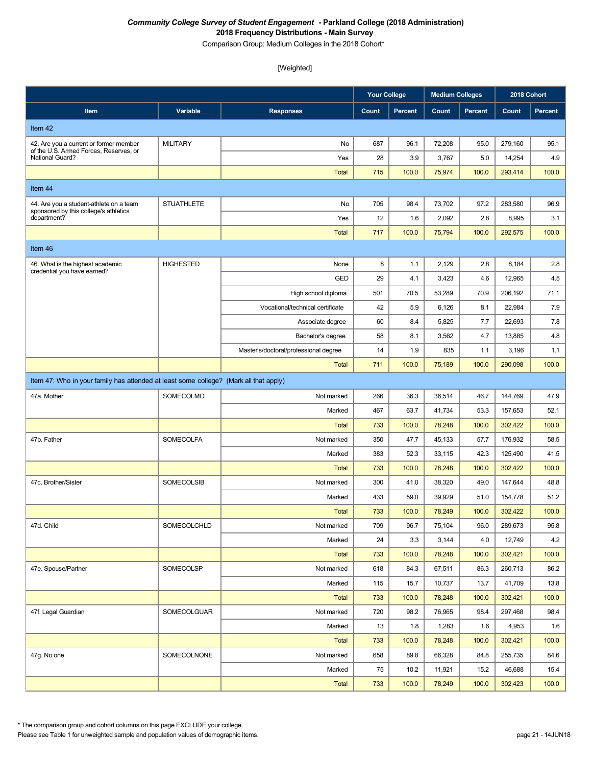*Community College Survey of Student Engagement* - **Parkland College (2018 Administration)**
**2018 Frequency Distributions - Main Survey**
Comparison Group: Medium Colleges in the 2018 Cohort*

[Weighted]

| | | | Your College | | Medium Colleges | | 2018 Cohort | |
|---|---|---|---|---|---|---|---|---|
| Item | Variable | Responses | Count | Percent | Count | Percent | Count | Percent |
| Item 42 | | | | | | | | |
| 42. Are you a current or former member of the U.S. Armed Forces, Reserves, or National Guard? | MILITARY | No | 687 | 96.1 | 72,208 | 95.0 | 279,160 | 95.1 |
| | | Yes | 28 | 3.9 | 3,767 | 5.0 | 14,254 | 4.9 |
| | | Total | 715 | 100.0 | 75,974 | 100.0 | 293,414 | 100.0 |
| Item 44 | | | | | | | | |
| 44. Are you a student-athlete on a team sponsored by this college's athletics department? | STUATHLETE | No | 705 | 98.4 | 73,702 | 97.2 | 283,580 | 96.9 |
| | | Yes | 12 | 1.6 | 2,092 | 2.8 | 8,995 | 3.1 |
| | | Total | 717 | 100.0 | 75,794 | 100.0 | 292,575 | 100.0 |
| Item 46 | | | | | | | | |
| 46. What is the highest academic credential you have earned? | HIGHESTED | None | 8 | 1.1 | 2,129 | 2.8 | 8,184 | 2.8 |
| | | GED | 29 | 4.1 | 3,423 | 4.6 | 12,965 | 4.5 |
| | | High school diploma | 501 | 70.5 | 53,289 | 70.9 | 206,192 | 71.1 |
| | | Vocational/technical certificate | 42 | 5.9 | 6,126 | 8.1 | 22,984 | 7.9 |
| | | Associate degree | 60 | 8.4 | 5,825 | 7.7 | 22,693 | 7.8 |
| | | Bachelor's degree | 58 | 8.1 | 3,562 | 4.7 | 13,885 | 4.8 |
| | | Master's/doctoral/professional degree | 14 | 1.9 | 835 | 1.1 | 3,196 | 1.1 |
| | | Total | 711 | 100.0 | 75,189 | 100.0 | 290,098 | 100.0 |
| Item 47: Who in your family has attended at least some college? (Mark all that apply) | | | | | | | | |
| 47a. Mother | SOMECOLMO | Not marked | 266 | 36.3 | 36,514 | 46.7 | 144,769 | 47.9 |
| | | Marked | 467 | 63.7 | 41,734 | 53.3 | 157,653 | 52.1 |
| | | Total | 733 | 100.0 | 78,248 | 100.0 | 302,422 | 100.0 |
| 47b. Father | SOMECOLFA | Not marked | 350 | 47.7 | 45,133 | 57.7 | 176,932 | 58.5 |
| | | Marked | 383 | 52.3 | 33,115 | 42.3 | 125,490 | 41.5 |
| | | Total | 733 | 100.0 | 78,248 | 100.0 | 302,422 | 100.0 |
| 47c. Brother/Sister | SOMECOLSIB | Not marked | 300 | 41.0 | 38,320 | 49.0 | 147,644 | 48.8 |
| | | Marked | 433 | 59.0 | 39,929 | 51.0 | 154,778 | 51.2 |
| | | Total | 733 | 100.0 | 78,249 | 100.0 | 302,422 | 100.0 |
| 47d. Child | SOMECOLCHLD | Not marked | 709 | 96.7 | 75,104 | 96.0 | 289,673 | 95.8 |
| | | Marked | 24 | 3.3 | 3,144 | 4.0 | 12,749 | 4.2 |
| | | Total | 733 | 100.0 | 78,248 | 100.0 | 302,421 | 100.0 |
| 47e. Spouse/Partner | SOMECOLSP | Not marked | 618 | 84.3 | 67,511 | 86.3 | 260,713 | 86.2 |
| | | Marked | 115 | 15.7 | 10,737 | 13.7 | 41,709 | 13.8 |
| | | Total | 733 | 100.0 | 78,248 | 100.0 | 302,421 | 100.0 |
| 47f. Legal Guardian | SOMECOLGUAR | Not marked | 720 | 98.2 | 76,965 | 98.4 | 297,468 | 98.4 |
| | | Marked | 13 | 1.8 | 1,283 | 1.6 | 4,953 | 1.6 |
| | | Total | 733 | 100.0 | 78,248 | 100.0 | 302,421 | 100.0 |
| 47g. No one | SOMECOLNONE | Not marked | 658 | 89.8 | 66,328 | 84.8 | 255,735 | 84.6 |
| | | Marked | 75 | 10.2 | 11,921 | 15.2 | 46,688 | 15.4 |
| | | Total | 733 | 100.0 | 78,249 | 100.0 | 302,423 | 100.0 |

* The comparison group and cohort columns on this page EXCLUDE your college.
Please see Table 1 for unweighted sample and population values of demographic items.